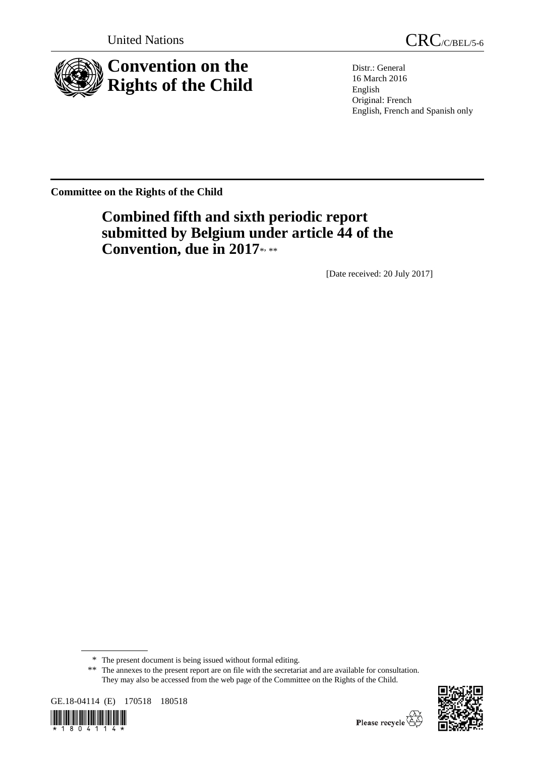United Nations CRC/C/BEL/5-6

# Convention on the Rights of the Child

Distr.: General
16 March 2016
English
Original: French
English, French and Spanish only

**Committee on the Rights of the Child**

## Combined fifth and sixth periodic report submitted by Belgium under article 44 of the Convention, due in 2017*, **

[Date received: 20 July 2017]

\* The present document is being issued without formal editing.

\*\* The annexes to the present report are on file with the secretariat and are available for consultation. They may also be accessed from the web page of the Committee on the Rights of the Child.

GE.18-04114 (E) 170518 180518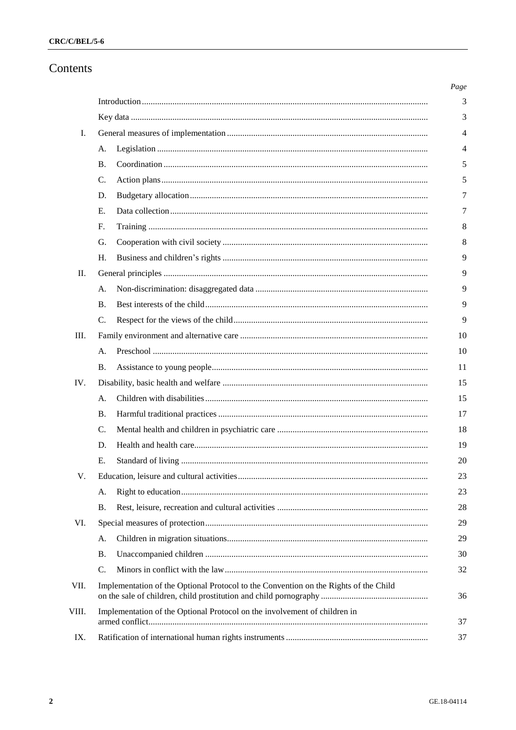# Contents

| | | Page |
|---|---|---|
| | Introduction | 3 |
| | Key data | 3 |
| I. | General measures of implementation | 4 |
| | A. Legislation | 4 |
| | B. Coordination | 5 |
| | C. Action plans | 5 |
| | D. Budgetary allocation | 7 |
| | E. Data collection | 7 |
| | F. Training | 8 |
| | G. Cooperation with civil society | 8 |
| | H. Business and children's rights | 9 |
| II. | General principles | 9 |
| | A. Non-discrimination: disaggregated data | 9 |
| | B. Best interests of the child | 9 |
| | C. Respect for the views of the child | 9 |
| III. | Family environment and alternative care | 10 |
| | A. Preschool | 10 |
| | B. Assistance to young people | 11 |
| IV. | Disability, basic health and welfare | 15 |
| | A. Children with disabilities | 15 |
| | B. Harmful traditional practices | 17 |
| | C. Mental health and children in psychiatric care | 18 |
| | D. Health and health care | 19 |
| | E. Standard of living | 20 |
| V. | Education, leisure and cultural activities | 23 |
| | A. Right to education | 23 |
| | B. Rest, leisure, recreation and cultural activities | 28 |
| VI. | Special measures of protection | 29 |
| | A. Children in migration situations | 29 |
| | B. Unaccompanied children | 30 |
| | C. Minors in conflict with the law | 32 |
| VII. | Implementation of the Optional Protocol to the Convention on the Rights of the Child on the sale of children, child prostitution and child pornography | 36 |
| VIII. | Implementation of the Optional Protocol on the involvement of children in armed conflict | 37 |
| IX. | Ratification of international human rights instruments | 37 |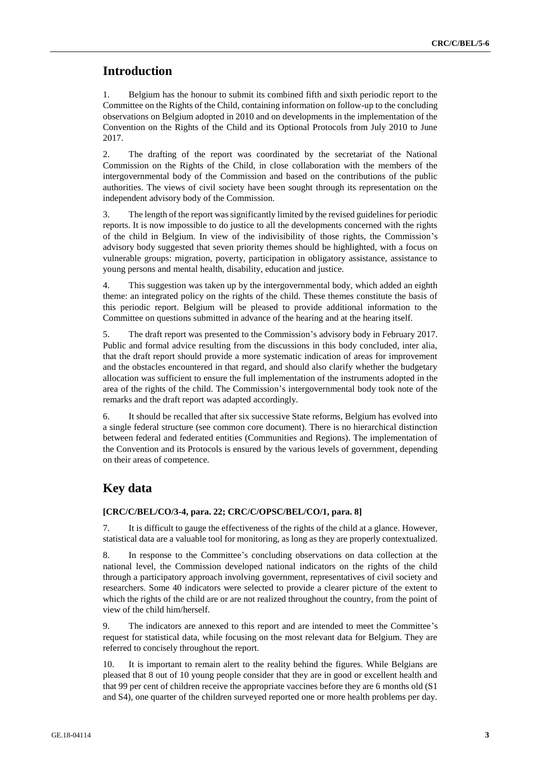# Introduction

1. Belgium has the honour to submit its combined fifth and sixth periodic report to the Committee on the Rights of the Child, containing information on follow-up to the concluding observations on Belgium adopted in 2010 and on developments in the implementation of the Convention on the Rights of the Child and its Optional Protocols from July 2010 to June 2017.

2. The drafting of the report was coordinated by the secretariat of the National Commission on the Rights of the Child, in close collaboration with the members of the intergovernmental body of the Commission and based on the contributions of the public authorities. The views of civil society have been sought through its representation on the independent advisory body of the Commission.

3. The length of the report was significantly limited by the revised guidelines for periodic reports. It is now impossible to do justice to all the developments concerned with the rights of the child in Belgium. In view of the indivisibility of those rights, the Commission's advisory body suggested that seven priority themes should be highlighted, with a focus on vulnerable groups: migration, poverty, participation in obligatory assistance, assistance to young persons and mental health, disability, education and justice.

4. This suggestion was taken up by the intergovernmental body, which added an eighth theme: an integrated policy on the rights of the child. These themes constitute the basis of this periodic report. Belgium will be pleased to provide additional information to the Committee on questions submitted in advance of the hearing and at the hearing itself.

5. The draft report was presented to the Commission's advisory body in February 2017. Public and formal advice resulting from the discussions in this body concluded, inter alia, that the draft report should provide a more systematic indication of areas for improvement and the obstacles encountered in that regard, and should also clarify whether the budgetary allocation was sufficient to ensure the full implementation of the instruments adopted in the area of the rights of the child. The Commission's intergovernmental body took note of the remarks and the draft report was adapted accordingly.

6. It should be recalled that after six successive State reforms, Belgium has evolved into a single federal structure (see common core document). There is no hierarchical distinction between federal and federated entities (Communities and Regions). The implementation of the Convention and its Protocols is ensured by the various levels of government, depending on their areas of competence.

# Key data

**[CRC/C/BEL/CO/3-4, para. 22; CRC/C/OPSC/BEL/CO/1, para. 8]**

7. It is difficult to gauge the effectiveness of the rights of the child at a glance. However, statistical data are a valuable tool for monitoring, as long as they are properly contextualized.

8. In response to the Committee's concluding observations on data collection at the national level, the Commission developed national indicators on the rights of the child through a participatory approach involving government, representatives of civil society and researchers. Some 40 indicators were selected to provide a clearer picture of the extent to which the rights of the child are or are not realized throughout the country, from the point of view of the child him/herself.

9. The indicators are annexed to this report and are intended to meet the Committee's request for statistical data, while focusing on the most relevant data for Belgium. They are referred to concisely throughout the report.

10. It is important to remain alert to the reality behind the figures. While Belgians are pleased that 8 out of 10 young people consider that they are in good or excellent health and that 99 per cent of children receive the appropriate vaccines before they are 6 months old (S1 and S4), one quarter of the children surveyed reported one or more health problems per day.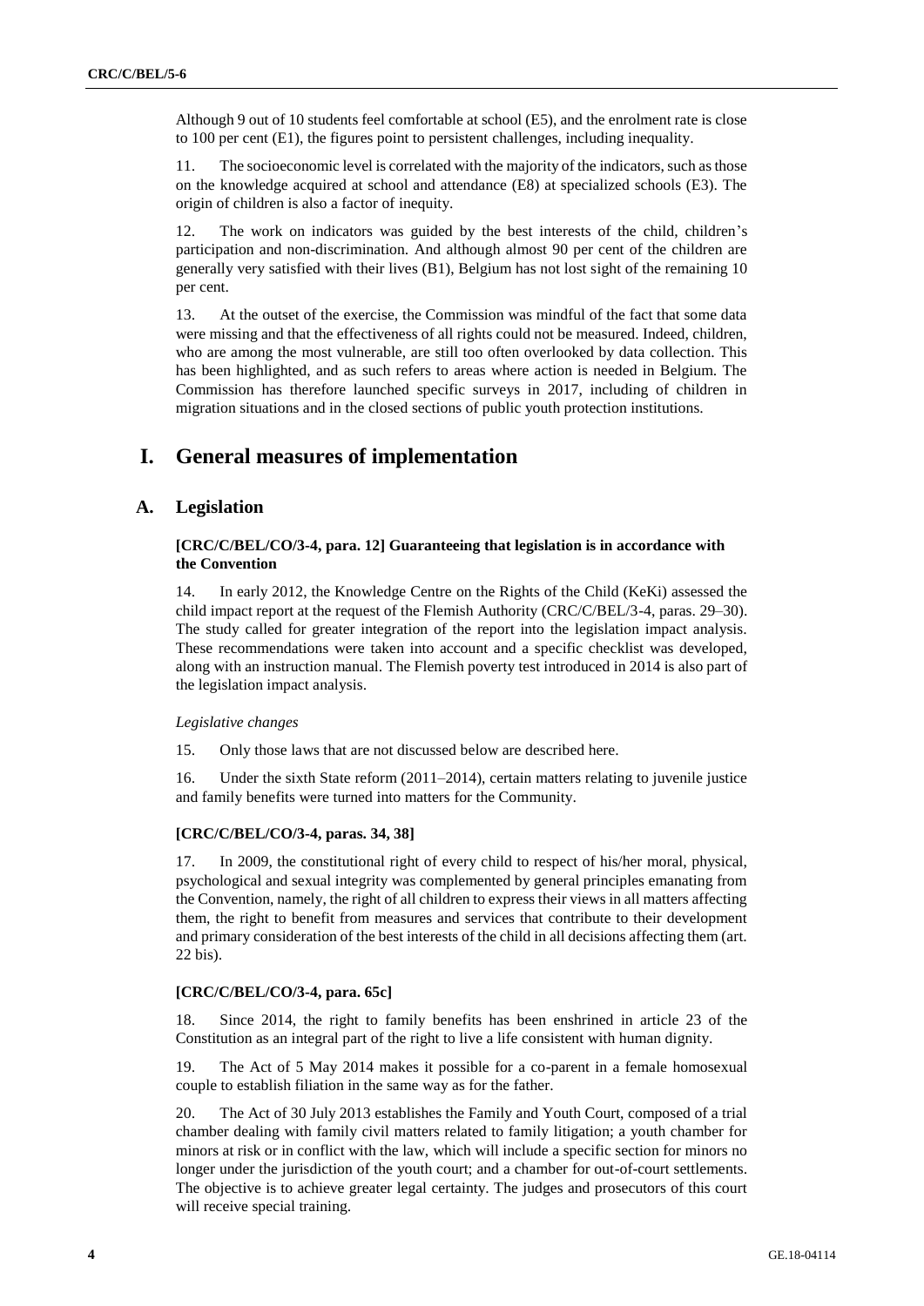Although 9 out of 10 students feel comfortable at school (E5), and the enrolment rate is close to 100 per cent (E1), the figures point to persistent challenges, including inequality.

11. The socioeconomic level is correlated with the majority of the indicators, such as those on the knowledge acquired at school and attendance (E8) at specialized schools (E3). The origin of children is also a factor of inequity.

12. The work on indicators was guided by the best interests of the child, children's participation and non-discrimination. And although almost 90 per cent of the children are generally very satisfied with their lives (B1), Belgium has not lost sight of the remaining 10 per cent.

13. At the outset of the exercise, the Commission was mindful of the fact that some data were missing and that the effectiveness of all rights could not be measured. Indeed, children, who are among the most vulnerable, are still too often overlooked by data collection. This has been highlighted, and as such refers to areas where action is needed in Belgium. The Commission has therefore launched specific surveys in 2017, including of children in migration situations and in the closed sections of public youth protection institutions.

# I. General measures of implementation

## A. Legislation

### [CRC/C/BEL/CO/3-4, para. 12] Guaranteeing that legislation is in accordance with the Convention

14. In early 2012, the Knowledge Centre on the Rights of the Child (KeKi) assessed the child impact report at the request of the Flemish Authority (CRC/C/BEL/3-4, paras. 29–30). The study called for greater integration of the report into the legislation impact analysis. These recommendations were taken into account and a specific checklist was developed, along with an instruction manual. The Flemish poverty test introduced in 2014 is also part of the legislation impact analysis.

*Legislative changes*

15. Only those laws that are not discussed below are described here.

16. Under the sixth State reform (2011–2014), certain matters relating to juvenile justice and family benefits were turned into matters for the Community.

### [CRC/C/BEL/CO/3-4, paras. 34, 38]

17. In 2009, the constitutional right of every child to respect of his/her moral, physical, psychological and sexual integrity was complemented by general principles emanating from the Convention, namely, the right of all children to express their views in all matters affecting them, the right to benefit from measures and services that contribute to their development and primary consideration of the best interests of the child in all decisions affecting them (art. 22 bis).

### [CRC/C/BEL/CO/3-4, para. 65c]

18. Since 2014, the right to family benefits has been enshrined in article 23 of the Constitution as an integral part of the right to live a life consistent with human dignity.

19. The Act of 5 May 2014 makes it possible for a co-parent in a female homosexual couple to establish filiation in the same way as for the father.

20. The Act of 30 July 2013 establishes the Family and Youth Court, composed of a trial chamber dealing with family civil matters related to family litigation; a youth chamber for minors at risk or in conflict with the law, which will include a specific section for minors no longer under the jurisdiction of the youth court; and a chamber for out-of-court settlements. The objective is to achieve greater legal certainty. The judges and prosecutors of this court will receive special training.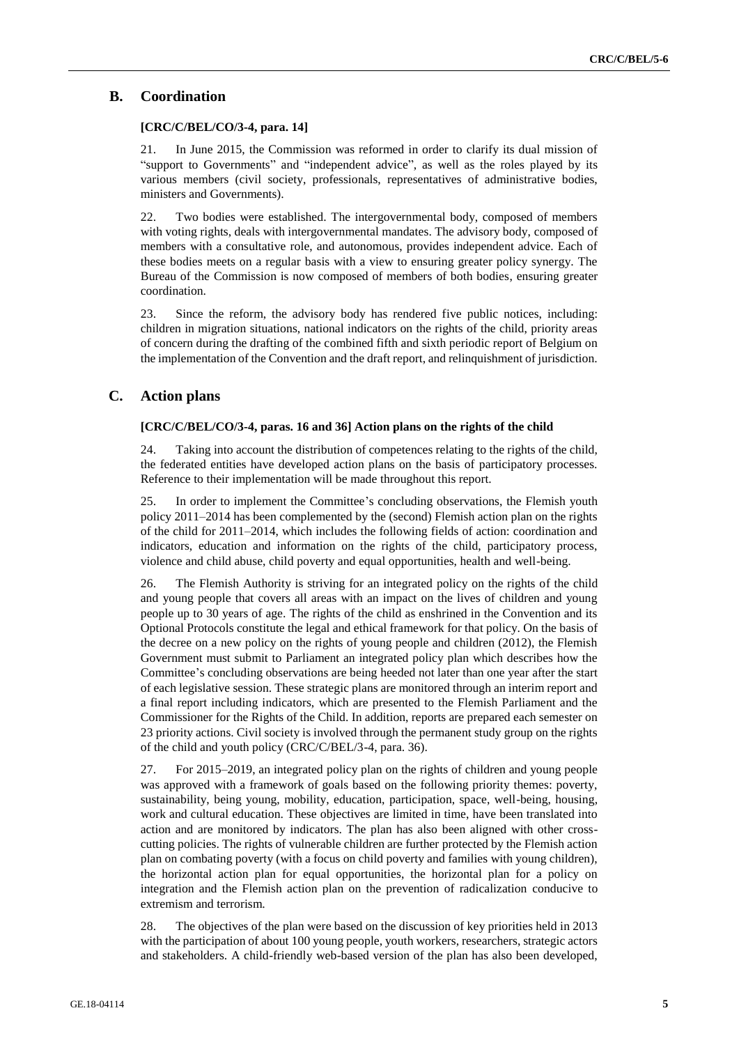## B. Coordination

**[CRC/C/BEL/CO/3-4, para. 14]**

21. In June 2015, the Commission was reformed in order to clarify its dual mission of "support to Governments" and "independent advice", as well as the roles played by its various members (civil society, professionals, representatives of administrative bodies, ministers and Governments).

22. Two bodies were established. The intergovernmental body, composed of members with voting rights, deals with intergovernmental mandates. The advisory body, composed of members with a consultative role, and autonomous, provides independent advice. Each of these bodies meets on a regular basis with a view to ensuring greater policy synergy. The Bureau of the Commission is now composed of members of both bodies, ensuring greater coordination.

23. Since the reform, the advisory body has rendered five public notices, including: children in migration situations, national indicators on the rights of the child, priority areas of concern during the drafting of the combined fifth and sixth periodic report of Belgium on the implementation of the Convention and the draft report, and relinquishment of jurisdiction.

## C. Action plans

**[CRC/C/BEL/CO/3-4, paras. 16 and 36] Action plans on the rights of the child**

24. Taking into account the distribution of competences relating to the rights of the child, the federated entities have developed action plans on the basis of participatory processes. Reference to their implementation will be made throughout this report.

25. In order to implement the Committee's concluding observations, the Flemish youth policy 2011–2014 has been complemented by the (second) Flemish action plan on the rights of the child for 2011–2014, which includes the following fields of action: coordination and indicators, education and information on the rights of the child, participatory process, violence and child abuse, child poverty and equal opportunities, health and well-being.

26. The Flemish Authority is striving for an integrated policy on the rights of the child and young people that covers all areas with an impact on the lives of children and young people up to 30 years of age. The rights of the child as enshrined in the Convention and its Optional Protocols constitute the legal and ethical framework for that policy. On the basis of the decree on a new policy on the rights of young people and children (2012), the Flemish Government must submit to Parliament an integrated policy plan which describes how the Committee's concluding observations are being heeded not later than one year after the start of each legislative session. These strategic plans are monitored through an interim report and a final report including indicators, which are presented to the Flemish Parliament and the Commissioner for the Rights of the Child. In addition, reports are prepared each semester on 23 priority actions. Civil society is involved through the permanent study group on the rights of the child and youth policy (CRC/C/BEL/3-4, para. 36).

27. For 2015–2019, an integrated policy plan on the rights of children and young people was approved with a framework of goals based on the following priority themes: poverty, sustainability, being young, mobility, education, participation, space, well-being, housing, work and cultural education. These objectives are limited in time, have been translated into action and are monitored by indicators. The plan has also been aligned with other cross-cutting policies. The rights of vulnerable children are further protected by the Flemish action plan on combating poverty (with a focus on child poverty and families with young children), the horizontal action plan for equal opportunities, the horizontal plan for a policy on integration and the Flemish action plan on the prevention of radicalization conducive to extremism and terrorism.

28. The objectives of the plan were based on the discussion of key priorities held in 2013 with the participation of about 100 young people, youth workers, researchers, strategic actors and stakeholders. A child-friendly web-based version of the plan has also been developed,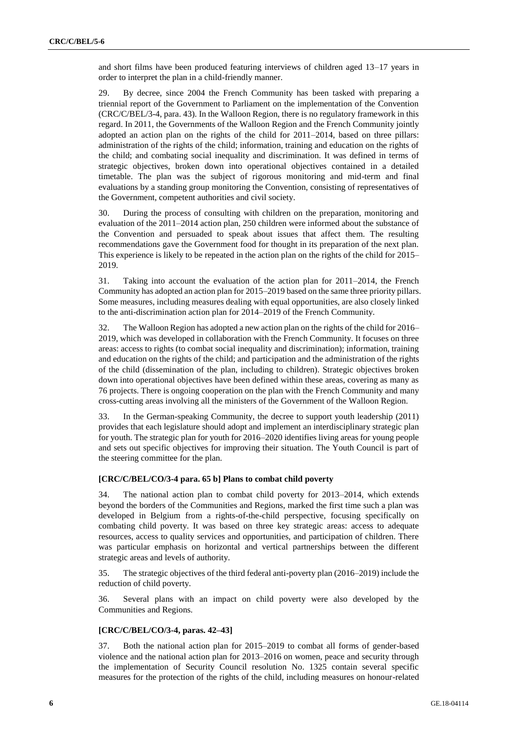and short films have been produced featuring interviews of children aged 13–17 years in order to interpret the plan in a child-friendly manner.

29. By decree, since 2004 the French Community has been tasked with preparing a triennial report of the Government to Parliament on the implementation of the Convention (CRC/C/BEL/3-4, para. 43). In the Walloon Region, there is no regulatory framework in this regard. In 2011, the Governments of the Walloon Region and the French Community jointly adopted an action plan on the rights of the child for 2011–2014, based on three pillars: administration of the rights of the child; information, training and education on the rights of the child; and combating social inequality and discrimination. It was defined in terms of strategic objectives, broken down into operational objectives contained in a detailed timetable. The plan was the subject of rigorous monitoring and mid-term and final evaluations by a standing group monitoring the Convention, consisting of representatives of the Government, competent authorities and civil society.

30. During the process of consulting with children on the preparation, monitoring and evaluation of the 2011–2014 action plan, 250 children were informed about the substance of the Convention and persuaded to speak about issues that affect them. The resulting recommendations gave the Government food for thought in its preparation of the next plan. This experience is likely to be repeated in the action plan on the rights of the child for 2015–2019.

31. Taking into account the evaluation of the action plan for 2011–2014, the French Community has adopted an action plan for 2015–2019 based on the same three priority pillars. Some measures, including measures dealing with equal opportunities, are also closely linked to the anti-discrimination action plan for 2014–2019 of the French Community.

32. The Walloon Region has adopted a new action plan on the rights of the child for 2016–2019, which was developed in collaboration with the French Community. It focuses on three areas: access to rights (to combat social inequality and discrimination); information, training and education on the rights of the child; and participation and the administration of the rights of the child (dissemination of the plan, including to children). Strategic objectives broken down into operational objectives have been defined within these areas, covering as many as 76 projects. There is ongoing cooperation on the plan with the French Community and many cross-cutting areas involving all the ministers of the Government of the Walloon Region.

33. In the German-speaking Community, the decree to support youth leadership (2011) provides that each legislature should adopt and implement an interdisciplinary strategic plan for youth. The strategic plan for youth for 2016–2020 identifies living areas for young people and sets out specific objectives for improving their situation. The Youth Council is part of the steering committee for the plan.

#### [CRC/C/BEL/CO/3-4 para. 65 b] Plans to combat child poverty

34. The national action plan to combat child poverty for 2013–2014, which extends beyond the borders of the Communities and Regions, marked the first time such a plan was developed in Belgium from a rights-of-the-child perspective, focusing specifically on combating child poverty. It was based on three key strategic areas: access to adequate resources, access to quality services and opportunities, and participation of children. There was particular emphasis on horizontal and vertical partnerships between the different strategic areas and levels of authority.

35. The strategic objectives of the third federal anti-poverty plan (2016–2019) include the reduction of child poverty.

36. Several plans with an impact on child poverty were also developed by the Communities and Regions.

#### [CRC/C/BEL/CO/3-4, paras. 42–43]

37. Both the national action plan for 2015–2019 to combat all forms of gender-based violence and the national action plan for 2013–2016 on women, peace and security through the implementation of Security Council resolution No. 1325 contain several specific measures for the protection of the rights of the child, including measures on honour-related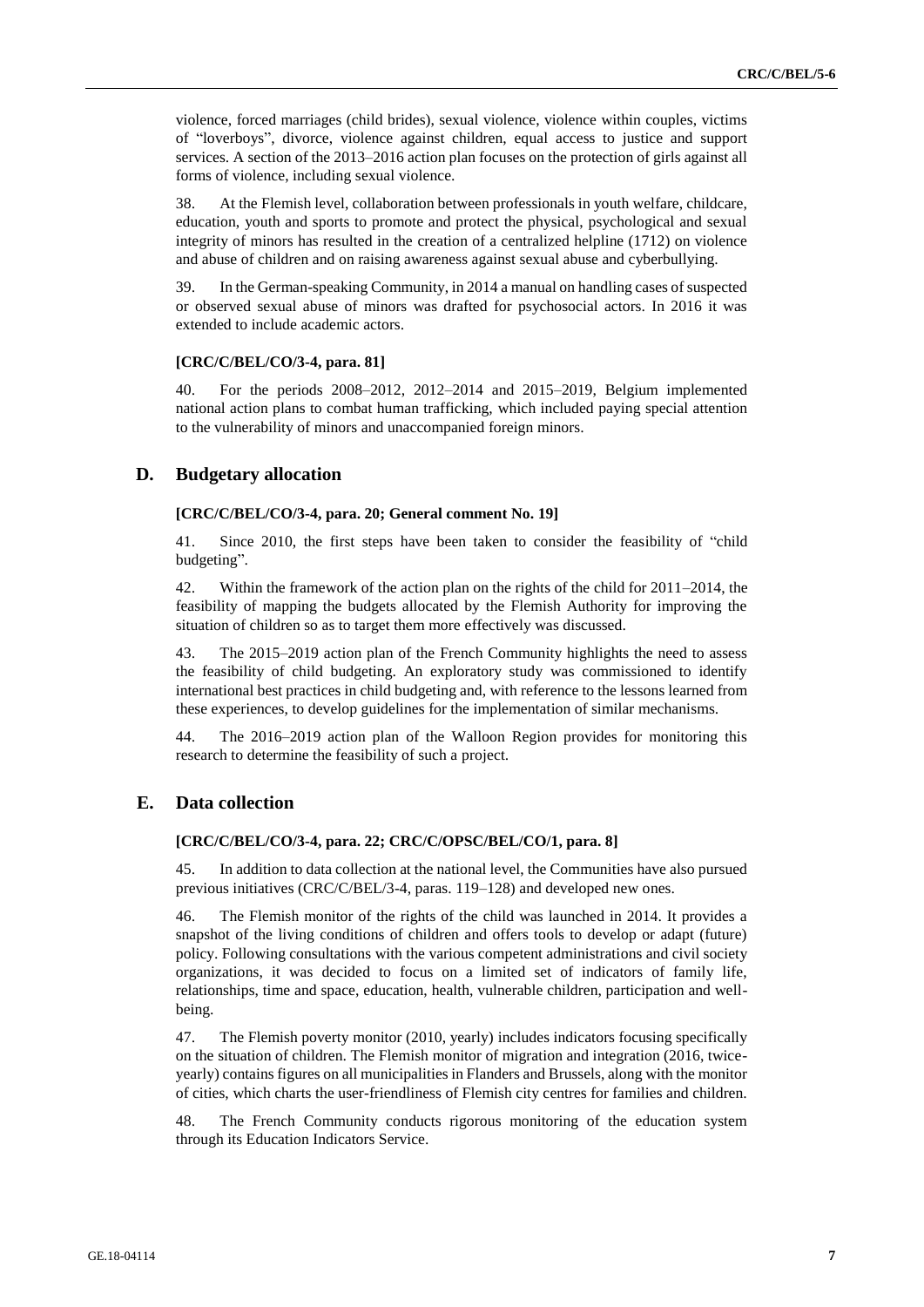violence, forced marriages (child brides), sexual violence, violence within couples, victims of "loverboys", divorce, violence against children, equal access to justice and support services. A section of the 2013–2016 action plan focuses on the protection of girls against all forms of violence, including sexual violence.

38. At the Flemish level, collaboration between professionals in youth welfare, childcare, education, youth and sports to promote and protect the physical, psychological and sexual integrity of minors has resulted in the creation of a centralized helpline (1712) on violence and abuse of children and on raising awareness against sexual abuse and cyberbullying.

39. In the German-speaking Community, in 2014 a manual on handling cases of suspected or observed sexual abuse of minors was drafted for psychosocial actors. In 2016 it was extended to include academic actors.

**[CRC/C/BEL/CO/3-4, para. 81]**

40. For the periods 2008–2012, 2012–2014 and 2015–2019, Belgium implemented national action plans to combat human trafficking, which included paying special attention to the vulnerability of minors and unaccompanied foreign minors.

## D. Budgetary allocation

**[CRC/C/BEL/CO/3-4, para. 20; General comment No. 19]**

41. Since 2010, the first steps have been taken to consider the feasibility of "child budgeting".

42. Within the framework of the action plan on the rights of the child for 2011–2014, the feasibility of mapping the budgets allocated by the Flemish Authority for improving the situation of children so as to target them more effectively was discussed.

43. The 2015–2019 action plan of the French Community highlights the need to assess the feasibility of child budgeting. An exploratory study was commissioned to identify international best practices in child budgeting and, with reference to the lessons learned from these experiences, to develop guidelines for the implementation of similar mechanisms.

44. The 2016–2019 action plan of the Walloon Region provides for monitoring this research to determine the feasibility of such a project.

## E. Data collection

**[CRC/C/BEL/CO/3-4, para. 22; CRC/C/OPSC/BEL/CO/1, para. 8]**

45. In addition to data collection at the national level, the Communities have also pursued previous initiatives (CRC/C/BEL/3-4, paras. 119–128) and developed new ones.

46. The Flemish monitor of the rights of the child was launched in 2014. It provides a snapshot of the living conditions of children and offers tools to develop or adapt (future) policy. Following consultations with the various competent administrations and civil society organizations, it was decided to focus on a limited set of indicators of family life, relationships, time and space, education, health, vulnerable children, participation and well-being.

47. The Flemish poverty monitor (2010, yearly) includes indicators focusing specifically on the situation of children. The Flemish monitor of migration and integration (2016, twice-yearly) contains figures on all municipalities in Flanders and Brussels, along with the monitor of cities, which charts the user-friendliness of Flemish city centres for families and children.

48. The French Community conducts rigorous monitoring of the education system through its Education Indicators Service.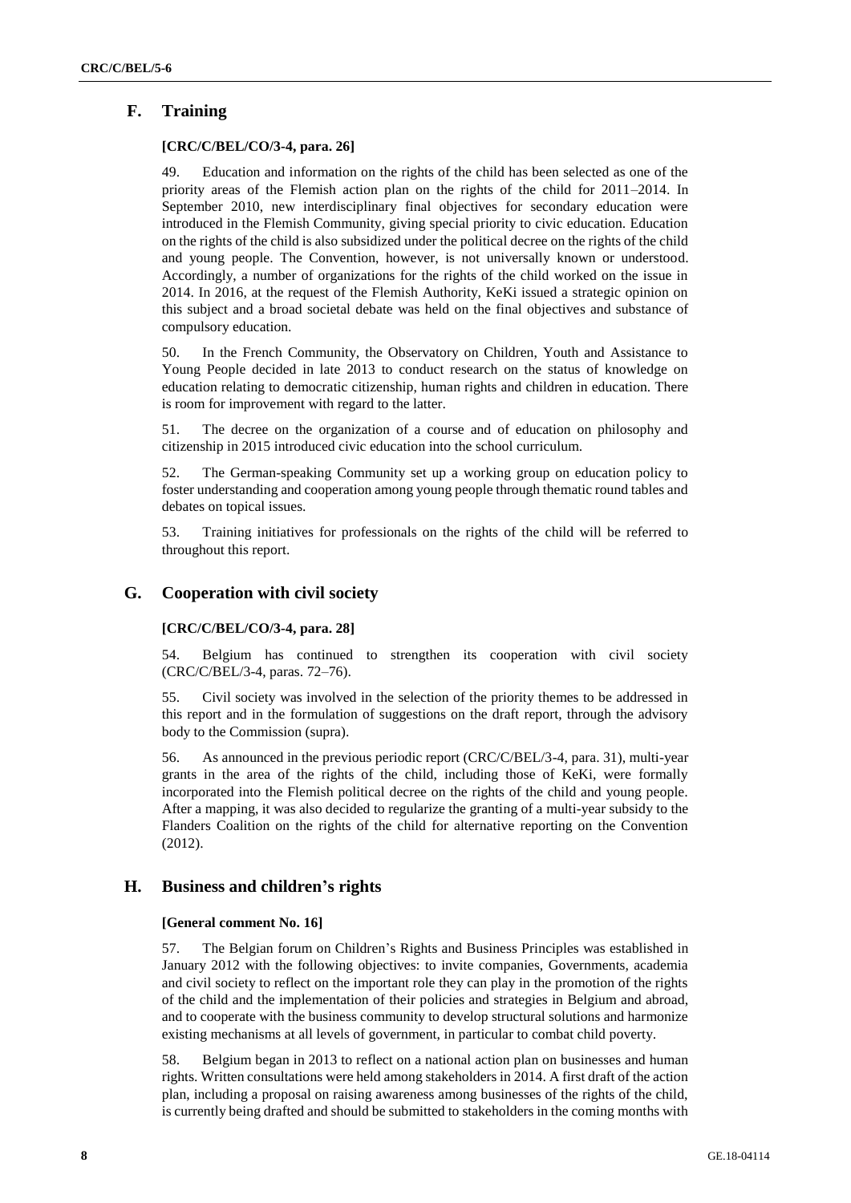## F. Training

**[CRC/C/BEL/CO/3-4, para. 26]**

49. Education and information on the rights of the child has been selected as one of the priority areas of the Flemish action plan on the rights of the child for 2011–2014. In September 2010, new interdisciplinary final objectives for secondary education were introduced in the Flemish Community, giving special priority to civic education. Education on the rights of the child is also subsidized under the political decree on the rights of the child and young people. The Convention, however, is not universally known or understood. Accordingly, a number of organizations for the rights of the child worked on the issue in 2014. In 2016, at the request of the Flemish Authority, KeKi issued a strategic opinion on this subject and a broad societal debate was held on the final objectives and substance of compulsory education.

50. In the French Community, the Observatory on Children, Youth and Assistance to Young People decided in late 2013 to conduct research on the status of knowledge on education relating to democratic citizenship, human rights and children in education. There is room for improvement with regard to the latter.

51. The decree on the organization of a course and of education on philosophy and citizenship in 2015 introduced civic education into the school curriculum.

52. The German-speaking Community set up a working group on education policy to foster understanding and cooperation among young people through thematic round tables and debates on topical issues.

53. Training initiatives for professionals on the rights of the child will be referred to throughout this report.

## G. Cooperation with civil society

**[CRC/C/BEL/CO/3-4, para. 28]**

54. Belgium has continued to strengthen its cooperation with civil society (CRC/C/BEL/3-4, paras. 72–76).

55. Civil society was involved in the selection of the priority themes to be addressed in this report and in the formulation of suggestions on the draft report, through the advisory body to the Commission (supra).

56. As announced in the previous periodic report (CRC/C/BEL/3-4, para. 31), multi-year grants in the area of the rights of the child, including those of KeKi, were formally incorporated into the Flemish political decree on the rights of the child and young people. After a mapping, it was also decided to regularize the granting of a multi-year subsidy to the Flanders Coalition on the rights of the child for alternative reporting on the Convention (2012).

## H. Business and children's rights

**[General comment No. 16]**

57. The Belgian forum on Children's Rights and Business Principles was established in January 2012 with the following objectives: to invite companies, Governments, academia and civil society to reflect on the important role they can play in the promotion of the rights of the child and the implementation of their policies and strategies in Belgium and abroad, and to cooperate with the business community to develop structural solutions and harmonize existing mechanisms at all levels of government, in particular to combat child poverty.

58. Belgium began in 2013 to reflect on a national action plan on businesses and human rights. Written consultations were held among stakeholders in 2014. A first draft of the action plan, including a proposal on raising awareness among businesses of the rights of the child, is currently being drafted and should be submitted to stakeholders in the coming months with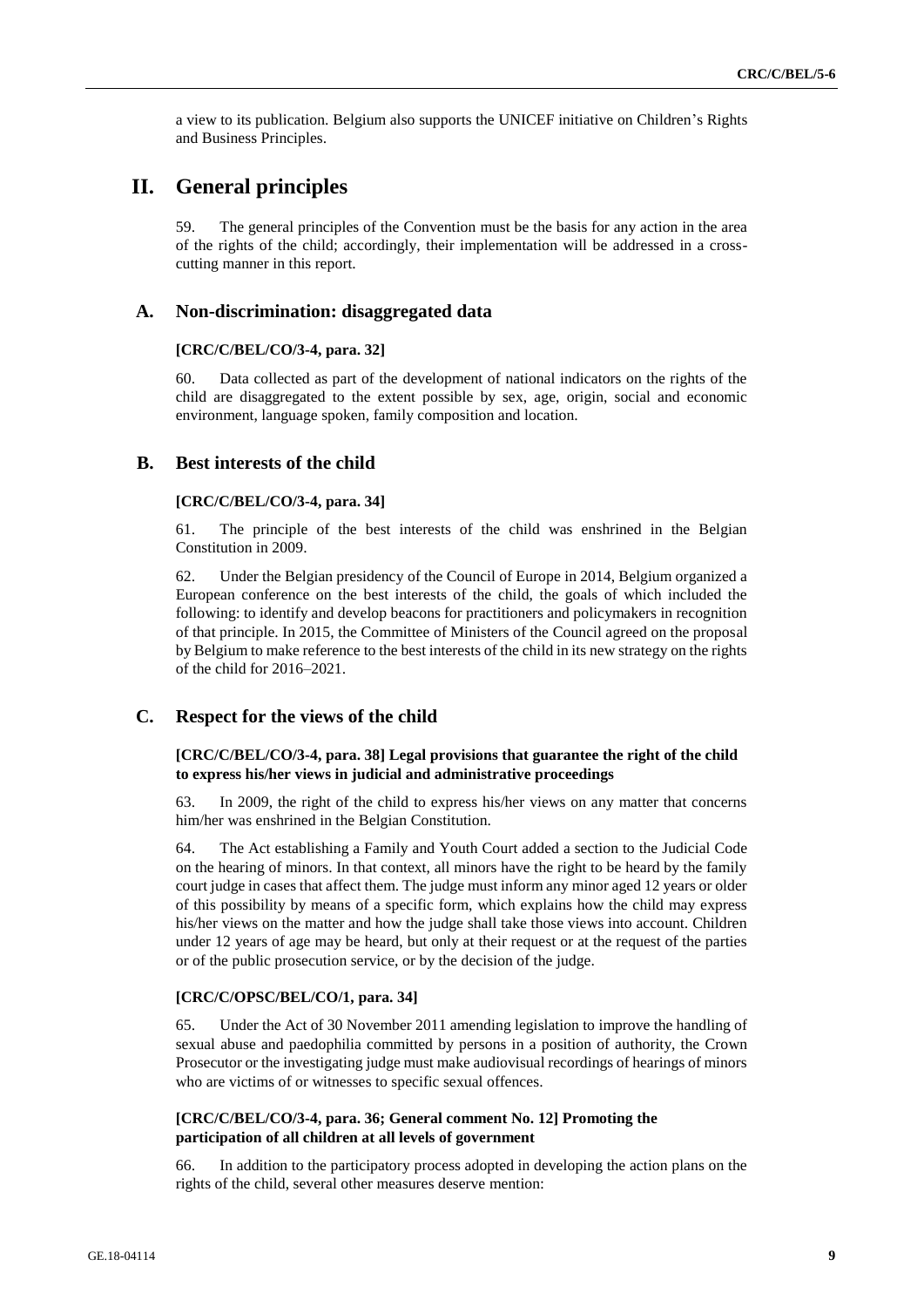a view to its publication. Belgium also supports the UNICEF initiative on Children's Rights and Business Principles.

# II. General principles

59. The general principles of the Convention must be the basis for any action in the area of the rights of the child; accordingly, their implementation will be addressed in a cross-cutting manner in this report.

## A. Non-discrimination: disaggregated data

### [CRC/C/BEL/CO/3-4, para. 32]

60. Data collected as part of the development of national indicators on the rights of the child are disaggregated to the extent possible by sex, age, origin, social and economic environment, language spoken, family composition and location.

## B. Best interests of the child

### [CRC/C/BEL/CO/3-4, para. 34]

61. The principle of the best interests of the child was enshrined in the Belgian Constitution in 2009.

62. Under the Belgian presidency of the Council of Europe in 2014, Belgium organized a European conference on the best interests of the child, the goals of which included the following: to identify and develop beacons for practitioners and policymakers in recognition of that principle. In 2015, the Committee of Ministers of the Council agreed on the proposal by Belgium to make reference to the best interests of the child in its new strategy on the rights of the child for 2016–2021.

## C. Respect for the views of the child

### [CRC/C/BEL/CO/3-4, para. 38] Legal provisions that guarantee the right of the child to express his/her views in judicial and administrative proceedings

63. In 2009, the right of the child to express his/her views on any matter that concerns him/her was enshrined in the Belgian Constitution.

64. The Act establishing a Family and Youth Court added a section to the Judicial Code on the hearing of minors. In that context, all minors have the right to be heard by the family court judge in cases that affect them. The judge must inform any minor aged 12 years or older of this possibility by means of a specific form, which explains how the child may express his/her views on the matter and how the judge shall take those views into account. Children under 12 years of age may be heard, but only at their request or at the request of the parties or of the public prosecution service, or by the decision of the judge.

### [CRC/C/OPSC/BEL/CO/1, para. 34]

65. Under the Act of 30 November 2011 amending legislation to improve the handling of sexual abuse and paedophilia committed by persons in a position of authority, the Crown Prosecutor or the investigating judge must make audiovisual recordings of hearings of minors who are victims of or witnesses to specific sexual offences.

### [CRC/C/BEL/CO/3-4, para. 36; General comment No. 12] Promoting the participation of all children at all levels of government

66. In addition to the participatory process adopted in developing the action plans on the rights of the child, several other measures deserve mention: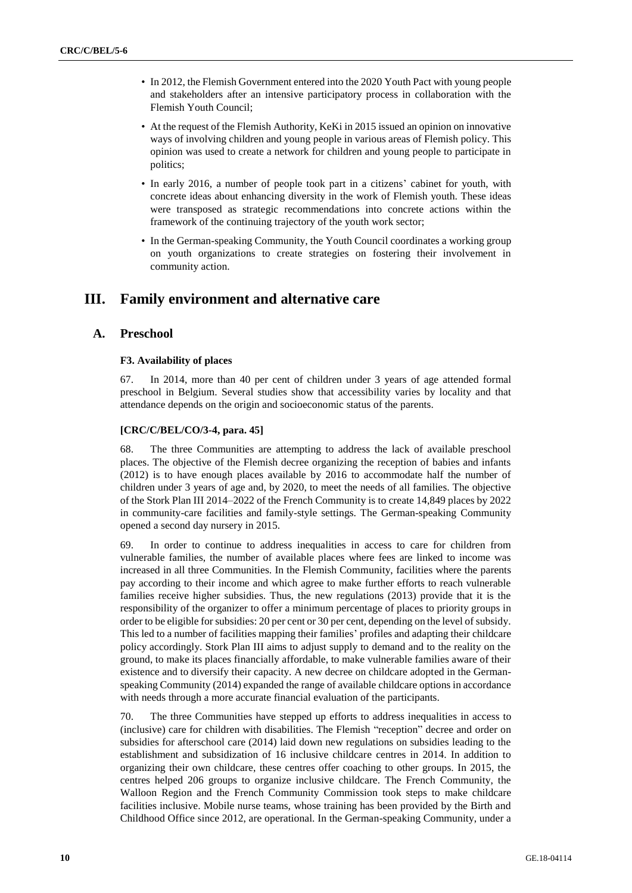- In 2012, the Flemish Government entered into the 2020 Youth Pact with young people and stakeholders after an intensive participatory process in collaboration with the Flemish Youth Council;
- At the request of the Flemish Authority, KeKi in 2015 issued an opinion on innovative ways of involving children and young people in various areas of Flemish policy. This opinion was used to create a network for children and young people to participate in politics;
- In early 2016, a number of people took part in a citizens' cabinet for youth, with concrete ideas about enhancing diversity in the work of Flemish youth. These ideas were transposed as strategic recommendations into concrete actions within the framework of the continuing trajectory of the youth work sector;
- In the German-speaking Community, the Youth Council coordinates a working group on youth organizations to create strategies on fostering their involvement in community action.

# III. Family environment and alternative care

## A. Preschool

#### F3. Availability of places

67. In 2014, more than 40 per cent of children under 3 years of age attended formal preschool in Belgium. Several studies show that accessibility varies by locality and that attendance depends on the origin and socioeconomic status of the parents.

#### [CRC/C/BEL/CO/3-4, para. 45]

68. The three Communities are attempting to address the lack of available preschool places. The objective of the Flemish decree organizing the reception of babies and infants (2012) is to have enough places available by 2016 to accommodate half the number of children under 3 years of age and, by 2020, to meet the needs of all families. The objective of the Stork Plan III 2014–2022 of the French Community is to create 14,849 places by 2022 in community-care facilities and family-style settings. The German-speaking Community opened a second day nursery in 2015.

69. In order to continue to address inequalities in access to care for children from vulnerable families, the number of available places where fees are linked to income was increased in all three Communities. In the Flemish Community, facilities where the parents pay according to their income and which agree to make further efforts to reach vulnerable families receive higher subsidies. Thus, the new regulations (2013) provide that it is the responsibility of the organizer to offer a minimum percentage of places to priority groups in order to be eligible for subsidies: 20 per cent or 30 per cent, depending on the level of subsidy. This led to a number of facilities mapping their families' profiles and adapting their childcare policy accordingly. Stork Plan III aims to adjust supply to demand and to the reality on the ground, to make its places financially affordable, to make vulnerable families aware of their existence and to diversify their capacity. A new decree on childcare adopted in the German-speaking Community (2014) expanded the range of available childcare options in accordance with needs through a more accurate financial evaluation of the participants.

70. The three Communities have stepped up efforts to address inequalities in access to (inclusive) care for children with disabilities. The Flemish "reception" decree and order on subsidies for afterschool care (2014) laid down new regulations on subsidies leading to the establishment and subsidization of 16 inclusive childcare centres in 2014. In addition to organizing their own childcare, these centres offer coaching to other groups. In 2015, the centres helped 206 groups to organize inclusive childcare. The French Community, the Walloon Region and the French Community Commission took steps to make childcare facilities inclusive. Mobile nurse teams, whose training has been provided by the Birth and Childhood Office since 2012, are operational. In the German-speaking Community, under a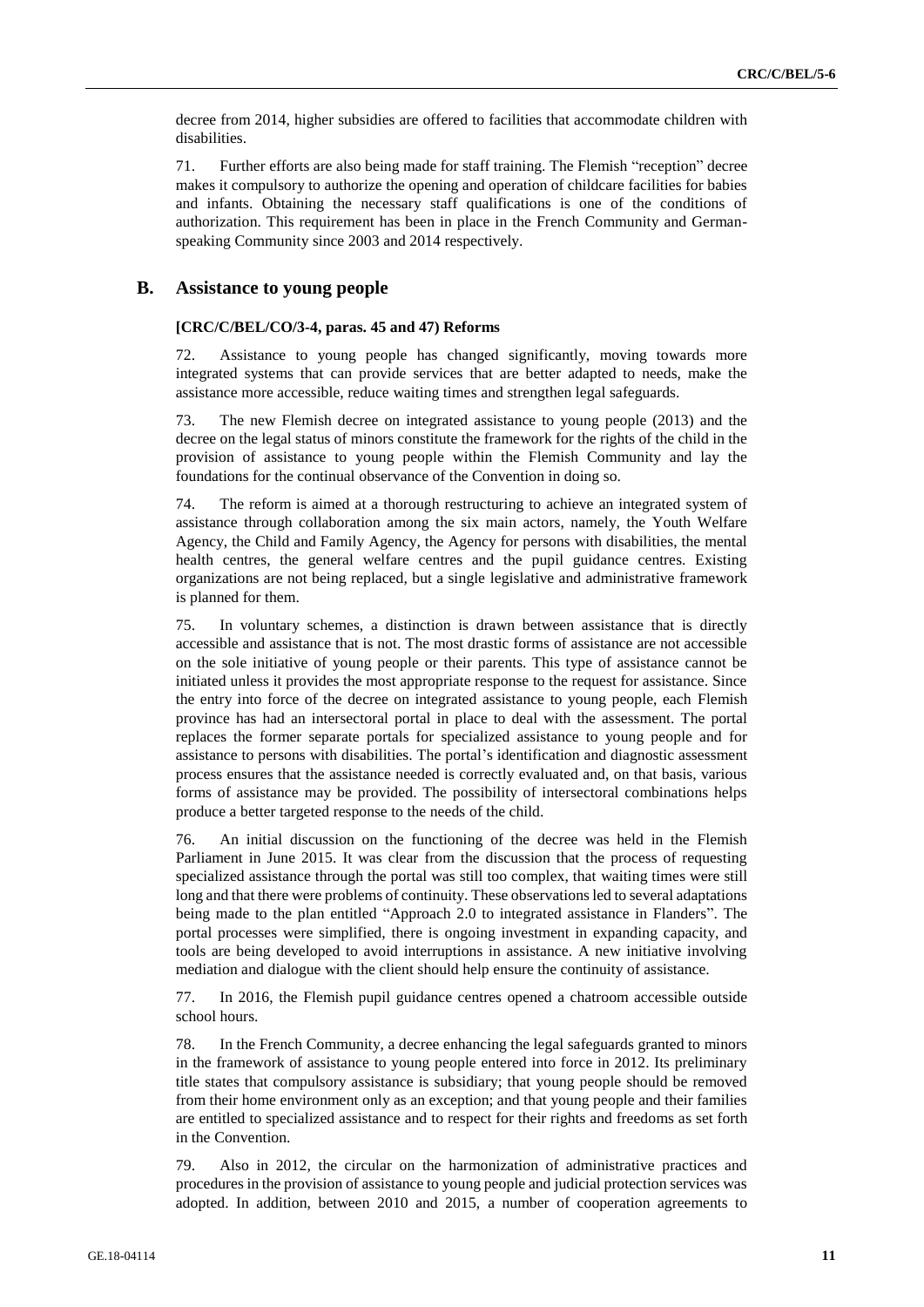decree from 2014, higher subsidies are offered to facilities that accommodate children with disabilities.

71. Further efforts are also being made for staff training. The Flemish "reception" decree makes it compulsory to authorize the opening and operation of childcare facilities for babies and infants. Obtaining the necessary staff qualifications is one of the conditions of authorization. This requirement has been in place in the French Community and German-speaking Community since 2003 and 2014 respectively.

## B. Assistance to young people

#### [CRC/C/BEL/CO/3-4, paras. 45 and 47) Reforms

72. Assistance to young people has changed significantly, moving towards more integrated systems that can provide services that are better adapted to needs, make the assistance more accessible, reduce waiting times and strengthen legal safeguards.

73. The new Flemish decree on integrated assistance to young people (2013) and the decree on the legal status of minors constitute the framework for the rights of the child in the provision of assistance to young people within the Flemish Community and lay the foundations for the continual observance of the Convention in doing so.

74. The reform is aimed at a thorough restructuring to achieve an integrated system of assistance through collaboration among the six main actors, namely, the Youth Welfare Agency, the Child and Family Agency, the Agency for persons with disabilities, the mental health centres, the general welfare centres and the pupil guidance centres. Existing organizations are not being replaced, but a single legislative and administrative framework is planned for them.

75. In voluntary schemes, a distinction is drawn between assistance that is directly accessible and assistance that is not. The most drastic forms of assistance are not accessible on the sole initiative of young people or their parents. This type of assistance cannot be initiated unless it provides the most appropriate response to the request for assistance. Since the entry into force of the decree on integrated assistance to young people, each Flemish province has had an intersectoral portal in place to deal with the assessment. The portal replaces the former separate portals for specialized assistance to young people and for assistance to persons with disabilities. The portal's identification and diagnostic assessment process ensures that the assistance needed is correctly evaluated and, on that basis, various forms of assistance may be provided. The possibility of intersectoral combinations helps produce a better targeted response to the needs of the child.

76. An initial discussion on the functioning of the decree was held in the Flemish Parliament in June 2015. It was clear from the discussion that the process of requesting specialized assistance through the portal was still too complex, that waiting times were still long and that there were problems of continuity. These observations led to several adaptations being made to the plan entitled "Approach 2.0 to integrated assistance in Flanders". The portal processes were simplified, there is ongoing investment in expanding capacity, and tools are being developed to avoid interruptions in assistance. A new initiative involving mediation and dialogue with the client should help ensure the continuity of assistance.

77. In 2016, the Flemish pupil guidance centres opened a chatroom accessible outside school hours.

78. In the French Community, a decree enhancing the legal safeguards granted to minors in the framework of assistance to young people entered into force in 2012. Its preliminary title states that compulsory assistance is subsidiary; that young people should be removed from their home environment only as an exception; and that young people and their families are entitled to specialized assistance and to respect for their rights and freedoms as set forth in the Convention.

79. Also in 2012, the circular on the harmonization of administrative practices and procedures in the provision of assistance to young people and judicial protection services was adopted. In addition, between 2010 and 2015, a number of cooperation agreements to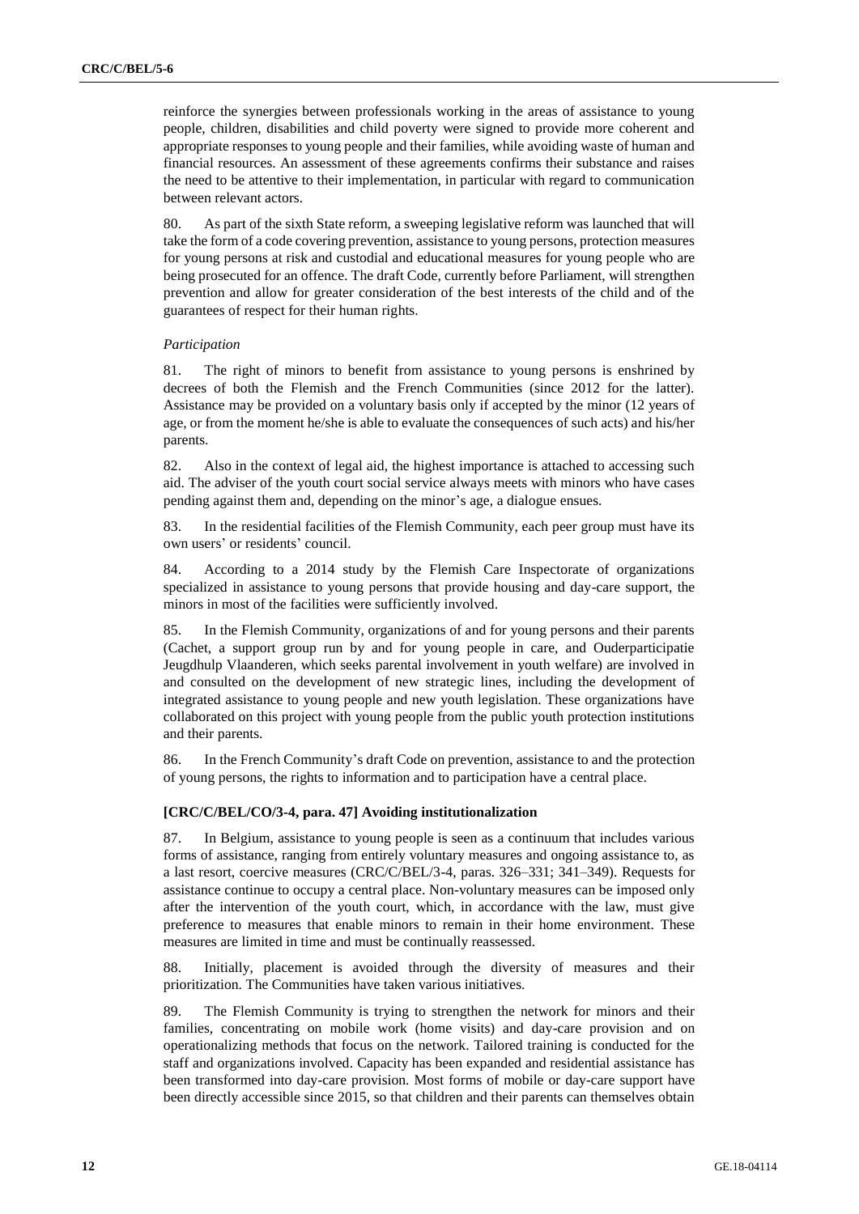reinforce the synergies between professionals working in the areas of assistance to young people, children, disabilities and child poverty were signed to provide more coherent and appropriate responses to young people and their families, while avoiding waste of human and financial resources. An assessment of these agreements confirms their substance and raises the need to be attentive to their implementation, in particular with regard to communication between relevant actors.

80. As part of the sixth State reform, a sweeping legislative reform was launched that will take the form of a code covering prevention, assistance to young persons, protection measures for young persons at risk and custodial and educational measures for young people who are being prosecuted for an offence. The draft Code, currently before Parliament, will strengthen prevention and allow for greater consideration of the best interests of the child and of the guarantees of respect for their human rights.

*Participation*

81. The right of minors to benefit from assistance to young persons is enshrined by decrees of both the Flemish and the French Communities (since 2012 for the latter). Assistance may be provided on a voluntary basis only if accepted by the minor (12 years of age, or from the moment he/she is able to evaluate the consequences of such acts) and his/her parents.

82. Also in the context of legal aid, the highest importance is attached to accessing such aid. The adviser of the youth court social service always meets with minors who have cases pending against them and, depending on the minor's age, a dialogue ensues.

83. In the residential facilities of the Flemish Community, each peer group must have its own users' or residents' council.

84. According to a 2014 study by the Flemish Care Inspectorate of organizations specialized in assistance to young persons that provide housing and day-care support, the minors in most of the facilities were sufficiently involved.

85. In the Flemish Community, organizations of and for young persons and their parents (Cachet, a support group run by and for young people in care, and Ouderparticipatie Jeugdhulp Vlaanderen, which seeks parental involvement in youth welfare) are involved in and consulted on the development of new strategic lines, including the development of integrated assistance to young people and new youth legislation. These organizations have collaborated on this project with young people from the public youth protection institutions and their parents.

86. In the French Community's draft Code on prevention, assistance to and the protection of young persons, the rights to information and to participation have a central place.

#### [CRC/C/BEL/CO/3-4, para. 47] Avoiding institutionalization

87. In Belgium, assistance to young people is seen as a continuum that includes various forms of assistance, ranging from entirely voluntary measures and ongoing assistance to, as a last resort, coercive measures (CRC/C/BEL/3-4, paras. 326–331; 341–349). Requests for assistance continue to occupy a central place. Non-voluntary measures can be imposed only after the intervention of the youth court, which, in accordance with the law, must give preference to measures that enable minors to remain in their home environment. These measures are limited in time and must be continually reassessed.

88. Initially, placement is avoided through the diversity of measures and their prioritization. The Communities have taken various initiatives.

89. The Flemish Community is trying to strengthen the network for minors and their families, concentrating on mobile work (home visits) and day-care provision and on operationalizing methods that focus on the network. Tailored training is conducted for the staff and organizations involved. Capacity has been expanded and residential assistance has been transformed into day-care provision. Most forms of mobile or day-care support have been directly accessible since 2015, so that children and their parents can themselves obtain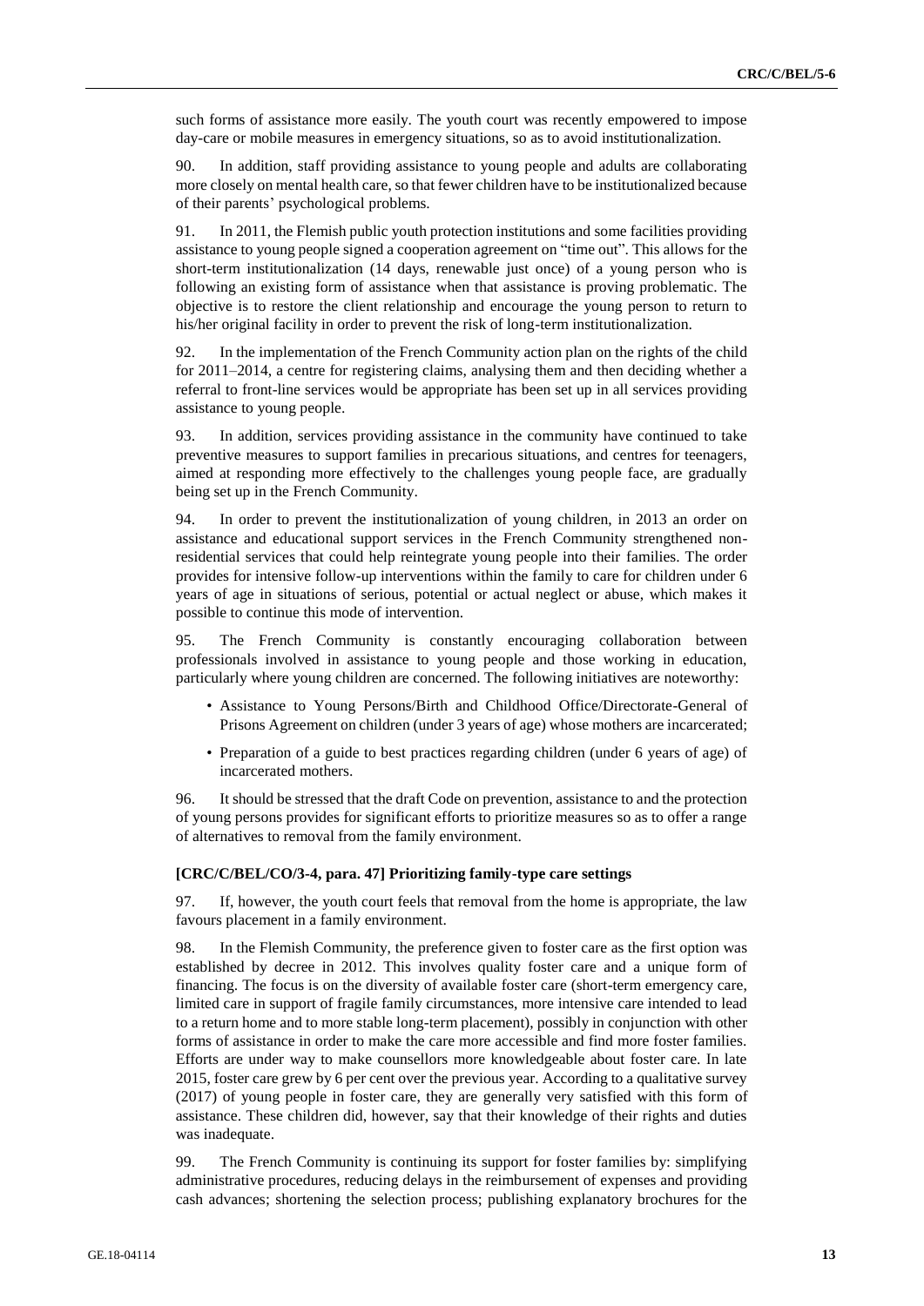such forms of assistance more easily. The youth court was recently empowered to impose day-care or mobile measures in emergency situations, so as to avoid institutionalization.

90. In addition, staff providing assistance to young people and adults are collaborating more closely on mental health care, so that fewer children have to be institutionalized because of their parents' psychological problems.

91. In 2011, the Flemish public youth protection institutions and some facilities providing assistance to young people signed a cooperation agreement on "time out". This allows for the short-term institutionalization (14 days, renewable just once) of a young person who is following an existing form of assistance when that assistance is proving problematic. The objective is to restore the client relationship and encourage the young person to return to his/her original facility in order to prevent the risk of long-term institutionalization.

92. In the implementation of the French Community action plan on the rights of the child for 2011–2014, a centre for registering claims, analysing them and then deciding whether a referral to front-line services would be appropriate has been set up in all services providing assistance to young people.

93. In addition, services providing assistance in the community have continued to take preventive measures to support families in precarious situations, and centres for teenagers, aimed at responding more effectively to the challenges young people face, are gradually being set up in the French Community.

94. In order to prevent the institutionalization of young children, in 2013 an order on assistance and educational support services in the French Community strengthened non-residential services that could help reintegrate young people into their families. The order provides for intensive follow-up interventions within the family to care for children under 6 years of age in situations of serious, potential or actual neglect or abuse, which makes it possible to continue this mode of intervention.

95. The French Community is constantly encouraging collaboration between professionals involved in assistance to young people and those working in education, particularly where young children are concerned. The following initiatives are noteworthy:

- Assistance to Young Persons/Birth and Childhood Office/Directorate-General of Prisons Agreement on children (under 3 years of age) whose mothers are incarcerated;
- Preparation of a guide to best practices regarding children (under 6 years of age) of incarcerated mothers.

96. It should be stressed that the draft Code on prevention, assistance to and the protection of young persons provides for significant efforts to prioritize measures so as to offer a range of alternatives to removal from the family environment.

#### [CRC/C/BEL/CO/3-4, para. 47] Prioritizing family-type care settings

97. If, however, the youth court feels that removal from the home is appropriate, the law favours placement in a family environment.

98. In the Flemish Community, the preference given to foster care as the first option was established by decree in 2012. This involves quality foster care and a unique form of financing. The focus is on the diversity of available foster care (short-term emergency care, limited care in support of fragile family circumstances, more intensive care intended to lead to a return home and to more stable long-term placement), possibly in conjunction with other forms of assistance in order to make the care more accessible and find more foster families. Efforts are under way to make counsellors more knowledgeable about foster care. In late 2015, foster care grew by 6 per cent over the previous year. According to a qualitative survey (2017) of young people in foster care, they are generally very satisfied with this form of assistance. These children did, however, say that their knowledge of their rights and duties was inadequate.

99. The French Community is continuing its support for foster families by: simplifying administrative procedures, reducing delays in the reimbursement of expenses and providing cash advances; shortening the selection process; publishing explanatory brochures for the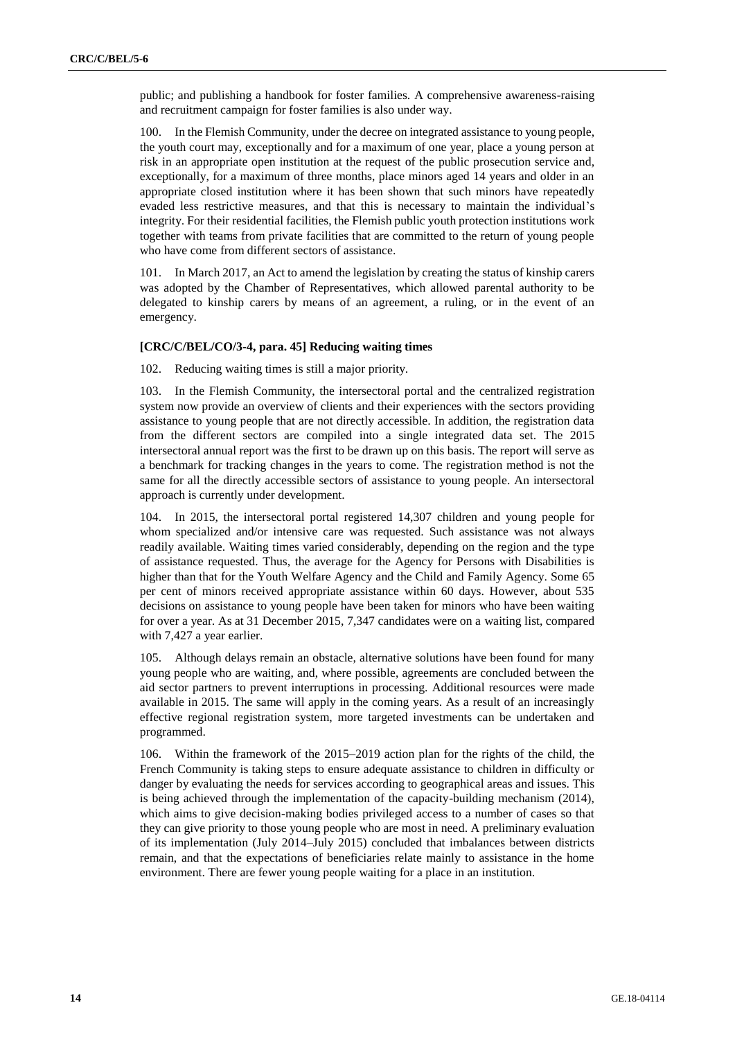public; and publishing a handbook for foster families. A comprehensive awareness-raising and recruitment campaign for foster families is also under way.

100. In the Flemish Community, under the decree on integrated assistance to young people, the youth court may, exceptionally and for a maximum of one year, place a young person at risk in an appropriate open institution at the request of the public prosecution service and, exceptionally, for a maximum of three months, place minors aged 14 years and older in an appropriate closed institution where it has been shown that such minors have repeatedly evaded less restrictive measures, and that this is necessary to maintain the individual's integrity. For their residential facilities, the Flemish public youth protection institutions work together with teams from private facilities that are committed to the return of young people who have come from different sectors of assistance.

101. In March 2017, an Act to amend the legislation by creating the status of kinship carers was adopted by the Chamber of Representatives, which allowed parental authority to be delegated to kinship carers by means of an agreement, a ruling, or in the event of an emergency.

#### [CRC/C/BEL/CO/3-4, para. 45] Reducing waiting times

102. Reducing waiting times is still a major priority.

103. In the Flemish Community, the intersectoral portal and the centralized registration system now provide an overview of clients and their experiences with the sectors providing assistance to young people that are not directly accessible. In addition, the registration data from the different sectors are compiled into a single integrated data set. The 2015 intersectoral annual report was the first to be drawn up on this basis. The report will serve as a benchmark for tracking changes in the years to come. The registration method is not the same for all the directly accessible sectors of assistance to young people. An intersectoral approach is currently under development.

104. In 2015, the intersectoral portal registered 14,307 children and young people for whom specialized and/or intensive care was requested. Such assistance was not always readily available. Waiting times varied considerably, depending on the region and the type of assistance requested. Thus, the average for the Agency for Persons with Disabilities is higher than that for the Youth Welfare Agency and the Child and Family Agency. Some 65 per cent of minors received appropriate assistance within 60 days. However, about 535 decisions on assistance to young people have been taken for minors who have been waiting for over a year. As at 31 December 2015, 7,347 candidates were on a waiting list, compared with 7,427 a year earlier.

105. Although delays remain an obstacle, alternative solutions have been found for many young people who are waiting, and, where possible, agreements are concluded between the aid sector partners to prevent interruptions in processing. Additional resources were made available in 2015. The same will apply in the coming years. As a result of an increasingly effective regional registration system, more targeted investments can be undertaken and programmed.

106. Within the framework of the 2015–2019 action plan for the rights of the child, the French Community is taking steps to ensure adequate assistance to children in difficulty or danger by evaluating the needs for services according to geographical areas and issues. This is being achieved through the implementation of the capacity-building mechanism (2014), which aims to give decision-making bodies privileged access to a number of cases so that they can give priority to those young people who are most in need. A preliminary evaluation of its implementation (July 2014–July 2015) concluded that imbalances between districts remain, and that the expectations of beneficiaries relate mainly to assistance in the home environment. There are fewer young people waiting for a place in an institution.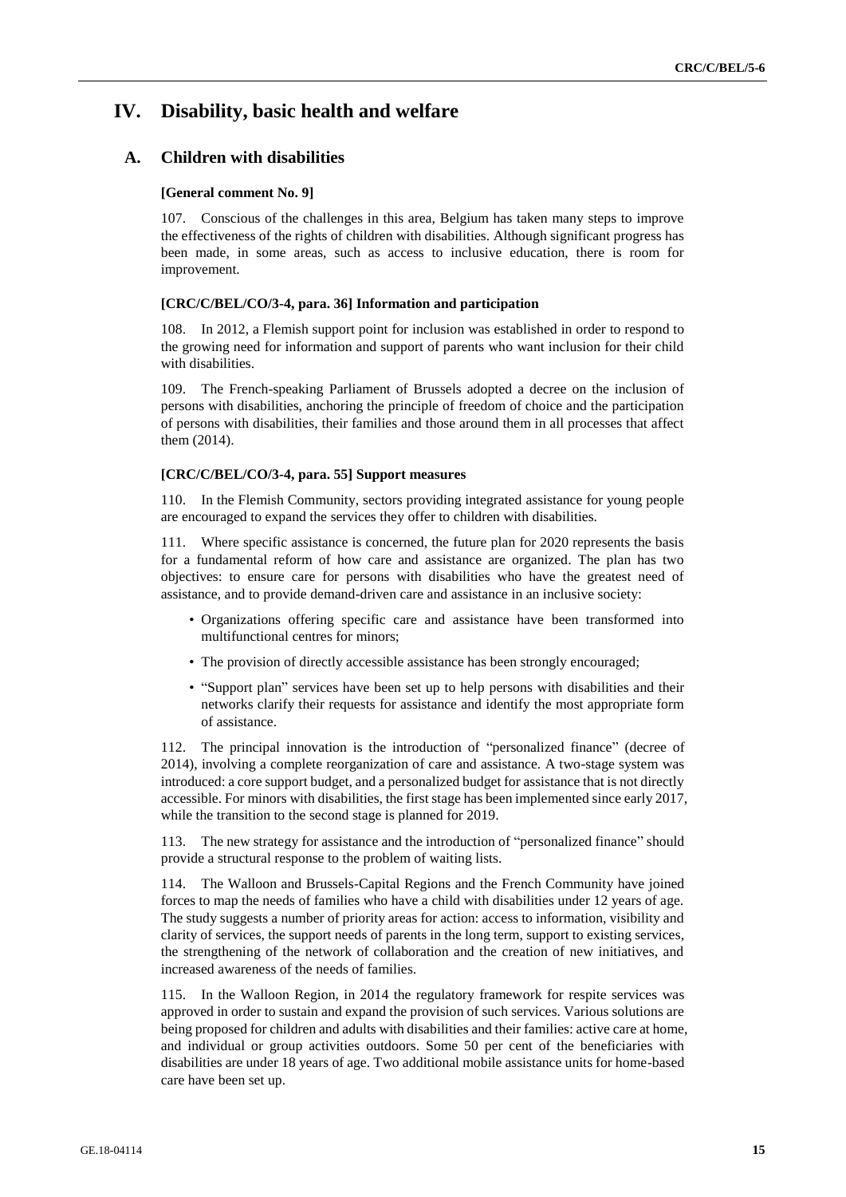# IV. Disability, basic health and welfare

## A. Children with disabilities

**[General comment No. 9]**

107. Conscious of the challenges in this area, Belgium has taken many steps to improve the effectiveness of the rights of children with disabilities. Although significant progress has been made, in some areas, such as access to inclusive education, there is room for improvement.

**[CRC/C/BEL/CO/3-4, para. 36] Information and participation**

108. In 2012, a Flemish support point for inclusion was established in order to respond to the growing need for information and support of parents who want inclusion for their child with disabilities.

109. The French-speaking Parliament of Brussels adopted a decree on the inclusion of persons with disabilities, anchoring the principle of freedom of choice and the participation of persons with disabilities, their families and those around them in all processes that affect them (2014).

**[CRC/C/BEL/CO/3-4, para. 55] Support measures**

110. In the Flemish Community, sectors providing integrated assistance for young people are encouraged to expand the services they offer to children with disabilities.

111. Where specific assistance is concerned, the future plan for 2020 represents the basis for a fundamental reform of how care and assistance are organized. The plan has two objectives: to ensure care for persons with disabilities who have the greatest need of assistance, and to provide demand-driven care and assistance in an inclusive society:

- Organizations offering specific care and assistance have been transformed into multifunctional centres for minors;
- The provision of directly accessible assistance has been strongly encouraged;
- "Support plan" services have been set up to help persons with disabilities and their networks clarify their requests for assistance and identify the most appropriate form of assistance.

112. The principal innovation is the introduction of "personalized finance" (decree of 2014), involving a complete reorganization of care and assistance. A two-stage system was introduced: a core support budget, and a personalized budget for assistance that is not directly accessible. For minors with disabilities, the first stage has been implemented since early 2017, while the transition to the second stage is planned for 2019.

113. The new strategy for assistance and the introduction of "personalized finance" should provide a structural response to the problem of waiting lists.

114. The Walloon and Brussels-Capital Regions and the French Community have joined forces to map the needs of families who have a child with disabilities under 12 years of age. The study suggests a number of priority areas for action: access to information, visibility and clarity of services, the support needs of parents in the long term, support to existing services, the strengthening of the network of collaboration and the creation of new initiatives, and increased awareness of the needs of families.

115. In the Walloon Region, in 2014 the regulatory framework for respite services was approved in order to sustain and expand the provision of such services. Various solutions are being proposed for children and adults with disabilities and their families: active care at home, and individual or group activities outdoors. Some 50 per cent of the beneficiaries with disabilities are under 18 years of age. Two additional mobile assistance units for home-based care have been set up.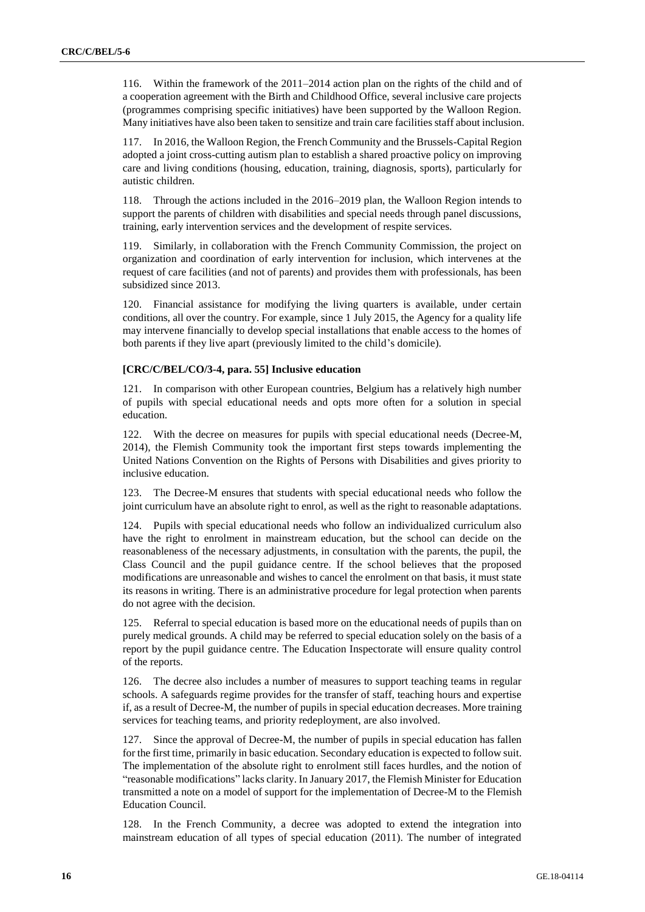116. Within the framework of the 2011–2014 action plan on the rights of the child and of a cooperation agreement with the Birth and Childhood Office, several inclusive care projects (programmes comprising specific initiatives) have been supported by the Walloon Region. Many initiatives have also been taken to sensitize and train care facilities staff about inclusion.

117. In 2016, the Walloon Region, the French Community and the Brussels-Capital Region adopted a joint cross-cutting autism plan to establish a shared proactive policy on improving care and living conditions (housing, education, training, diagnosis, sports), particularly for autistic children.

118. Through the actions included in the 2016–2019 plan, the Walloon Region intends to support the parents of children with disabilities and special needs through panel discussions, training, early intervention services and the development of respite services.

119. Similarly, in collaboration with the French Community Commission, the project on organization and coordination of early intervention for inclusion, which intervenes at the request of care facilities (and not of parents) and provides them with professionals, has been subsidized since 2013.

120. Financial assistance for modifying the living quarters is available, under certain conditions, all over the country. For example, since 1 July 2015, the Agency for a quality life may intervene financially to develop special installations that enable access to the homes of both parents if they live apart (previously limited to the child's domicile).

#### [CRC/C/BEL/CO/3-4, para. 55] Inclusive education

121. In comparison with other European countries, Belgium has a relatively high number of pupils with special educational needs and opts more often for a solution in special education.

122. With the decree on measures for pupils with special educational needs (Decree-M, 2014), the Flemish Community took the important first steps towards implementing the United Nations Convention on the Rights of Persons with Disabilities and gives priority to inclusive education.

123. The Decree-M ensures that students with special educational needs who follow the joint curriculum have an absolute right to enrol, as well as the right to reasonable adaptations.

124. Pupils with special educational needs who follow an individualized curriculum also have the right to enrolment in mainstream education, but the school can decide on the reasonableness of the necessary adjustments, in consultation with the parents, the pupil, the Class Council and the pupil guidance centre. If the school believes that the proposed modifications are unreasonable and wishes to cancel the enrolment on that basis, it must state its reasons in writing. There is an administrative procedure for legal protection when parents do not agree with the decision.

125. Referral to special education is based more on the educational needs of pupils than on purely medical grounds. A child may be referred to special education solely on the basis of a report by the pupil guidance centre. The Education Inspectorate will ensure quality control of the reports.

126. The decree also includes a number of measures to support teaching teams in regular schools. A safeguards regime provides for the transfer of staff, teaching hours and expertise if, as a result of Decree-M, the number of pupils in special education decreases. More training services for teaching teams, and priority redeployment, are also involved.

127. Since the approval of Decree-M, the number of pupils in special education has fallen for the first time, primarily in basic education. Secondary education is expected to follow suit. The implementation of the absolute right to enrolment still faces hurdles, and the notion of "reasonable modifications" lacks clarity. In January 2017, the Flemish Minister for Education transmitted a note on a model of support for the implementation of Decree-M to the Flemish Education Council.

128. In the French Community, a decree was adopted to extend the integration into mainstream education of all types of special education (2011). The number of integrated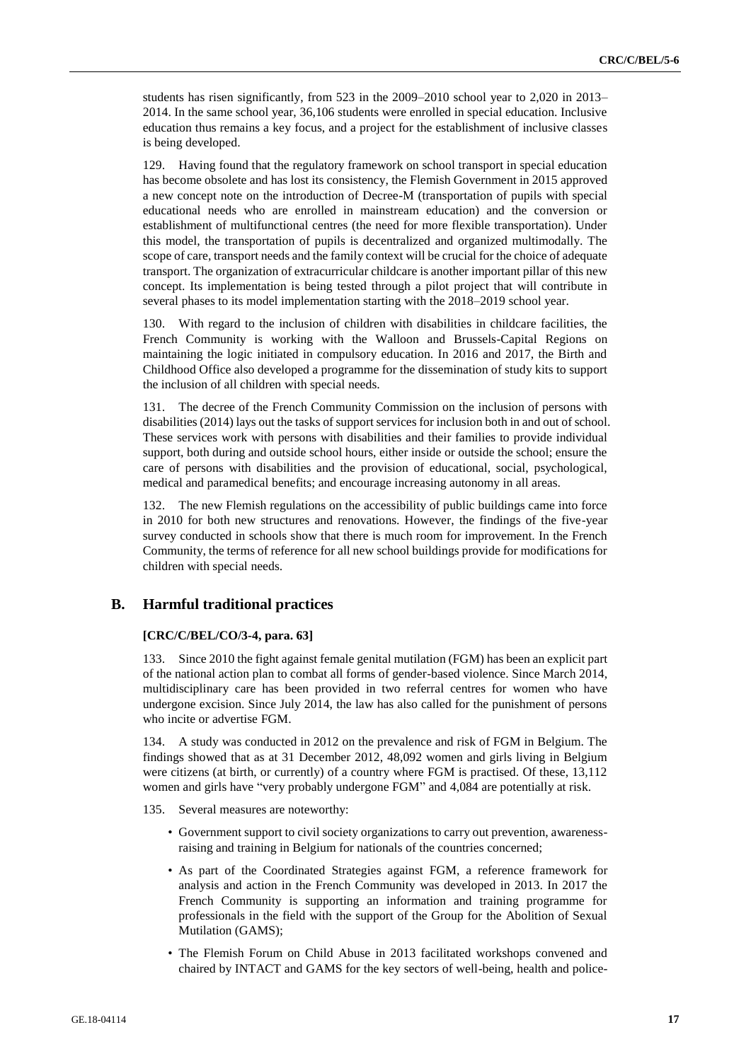students has risen significantly, from 523 in the 2009–2010 school year to 2,020 in 2013–2014. In the same school year, 36,106 students were enrolled in special education. Inclusive education thus remains a key focus, and a project for the establishment of inclusive classes is being developed.

129. Having found that the regulatory framework on school transport in special education has become obsolete and has lost its consistency, the Flemish Government in 2015 approved a new concept note on the introduction of Decree-M (transportation of pupils with special educational needs who are enrolled in mainstream education) and the conversion or establishment of multifunctional centres (the need for more flexible transportation). Under this model, the transportation of pupils is decentralized and organized multimodally. The scope of care, transport needs and the family context will be crucial for the choice of adequate transport. The organization of extracurricular childcare is another important pillar of this new concept. Its implementation is being tested through a pilot project that will contribute in several phases to its model implementation starting with the 2018–2019 school year.

130. With regard to the inclusion of children with disabilities in childcare facilities, the French Community is working with the Walloon and Brussels-Capital Regions on maintaining the logic initiated in compulsory education. In 2016 and 2017, the Birth and Childhood Office also developed a programme for the dissemination of study kits to support the inclusion of all children with special needs.

131. The decree of the French Community Commission on the inclusion of persons with disabilities (2014) lays out the tasks of support services for inclusion both in and out of school. These services work with persons with disabilities and their families to provide individual support, both during and outside school hours, either inside or outside the school; ensure the care of persons with disabilities and the provision of educational, social, psychological, medical and paramedical benefits; and encourage increasing autonomy in all areas.

132. The new Flemish regulations on the accessibility of public buildings came into force in 2010 for both new structures and renovations. However, the findings of the five-year survey conducted in schools show that there is much room for improvement. In the French Community, the terms of reference for all new school buildings provide for modifications for children with special needs.

## B. Harmful traditional practices

**[CRC/C/BEL/CO/3-4, para. 63]**

133. Since 2010 the fight against female genital mutilation (FGM) has been an explicit part of the national action plan to combat all forms of gender-based violence. Since March 2014, multidisciplinary care has been provided in two referral centres for women who have undergone excision. Since July 2014, the law has also called for the punishment of persons who incite or advertise FGM.

134. A study was conducted in 2012 on the prevalence and risk of FGM in Belgium. The findings showed that as at 31 December 2012, 48,092 women and girls living in Belgium were citizens (at birth, or currently) of a country where FGM is practised. Of these, 13,112 women and girls have "very probably undergone FGM" and 4,084 are potentially at risk.

135. Several measures are noteworthy:

- Government support to civil society organizations to carry out prevention, awareness-raising and training in Belgium for nationals of the countries concerned;
- As part of the Coordinated Strategies against FGM, a reference framework for analysis and action in the French Community was developed in 2013. In 2017 the French Community is supporting an information and training programme for professionals in the field with the support of the Group for the Abolition of Sexual Mutilation (GAMS);
- The Flemish Forum on Child Abuse in 2013 facilitated workshops convened and chaired by INTACT and GAMS for the key sectors of well-being, health and police-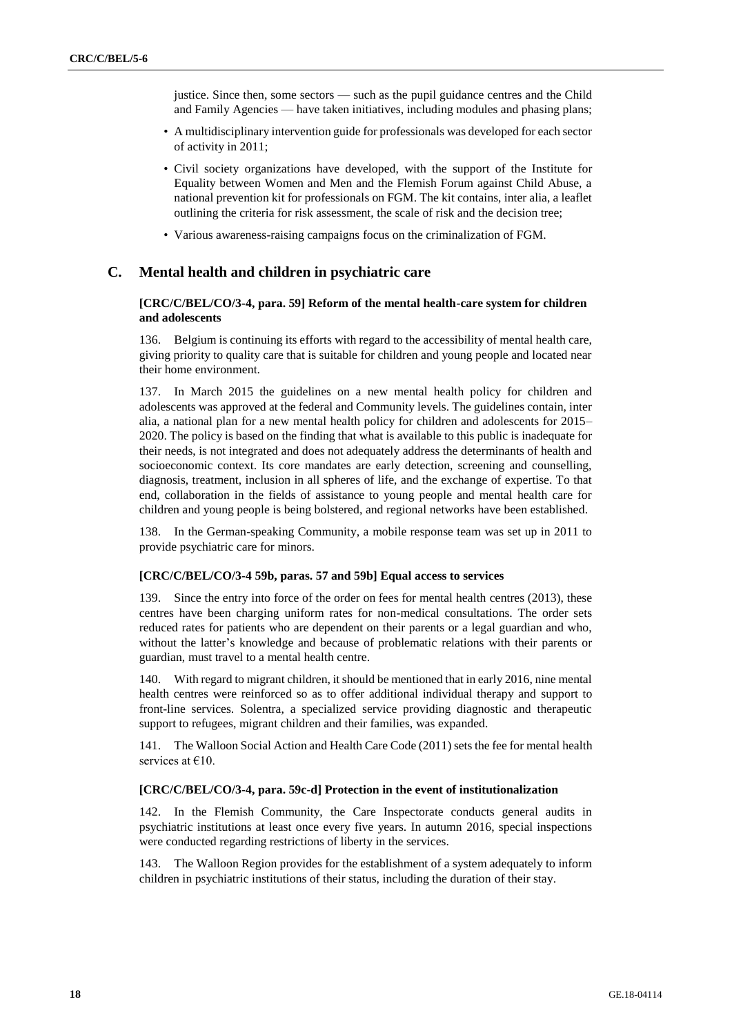justice. Since then, some sectors — such as the pupil guidance centres and the Child and Family Agencies — have taken initiatives, including modules and phasing plans;

- A multidisciplinary intervention guide for professionals was developed for each sector of activity in 2011;
- Civil society organizations have developed, with the support of the Institute for Equality between Women and Men and the Flemish Forum against Child Abuse, a national prevention kit for professionals on FGM. The kit contains, inter alia, a leaflet outlining the criteria for risk assessment, the scale of risk and the decision tree;
- Various awareness-raising campaigns focus on the criminalization of FGM.

## C. Mental health and children in psychiatric care

### [CRC/C/BEL/CO/3-4, para. 59] Reform of the mental health-care system for children and adolescents

136. Belgium is continuing its efforts with regard to the accessibility of mental health care, giving priority to quality care that is suitable for children and young people and located near their home environment.

137. In March 2015 the guidelines on a new mental health policy for children and adolescents was approved at the federal and Community levels. The guidelines contain, inter alia, a national plan for a new mental health policy for children and adolescents for 2015–2020. The policy is based on the finding that what is available to this public is inadequate for their needs, is not integrated and does not adequately address the determinants of health and socioeconomic context. Its core mandates are early detection, screening and counselling, diagnosis, treatment, inclusion in all spheres of life, and the exchange of expertise. To that end, collaboration in the fields of assistance to young people and mental health care for children and young people is being bolstered, and regional networks have been established.

138. In the German-speaking Community, a mobile response team was set up in 2011 to provide psychiatric care for minors.

### [CRC/C/BEL/CO/3-4 59b, paras. 57 and 59b] Equal access to services

139. Since the entry into force of the order on fees for mental health centres (2013), these centres have been charging uniform rates for non-medical consultations. The order sets reduced rates for patients who are dependent on their parents or a legal guardian and who, without the latter's knowledge and because of problematic relations with their parents or guardian, must travel to a mental health centre.

140. With regard to migrant children, it should be mentioned that in early 2016, nine mental health centres were reinforced so as to offer additional individual therapy and support to front-line services. Solentra, a specialized service providing diagnostic and therapeutic support to refugees, migrant children and their families, was expanded.

141. The Walloon Social Action and Health Care Code (2011) sets the fee for mental health services at €10.

### [CRC/C/BEL/CO/3-4, para. 59c-d] Protection in the event of institutionalization

142. In the Flemish Community, the Care Inspectorate conducts general audits in psychiatric institutions at least once every five years. In autumn 2016, special inspections were conducted regarding restrictions of liberty in the services.

143. The Walloon Region provides for the establishment of a system adequately to inform children in psychiatric institutions of their status, including the duration of their stay.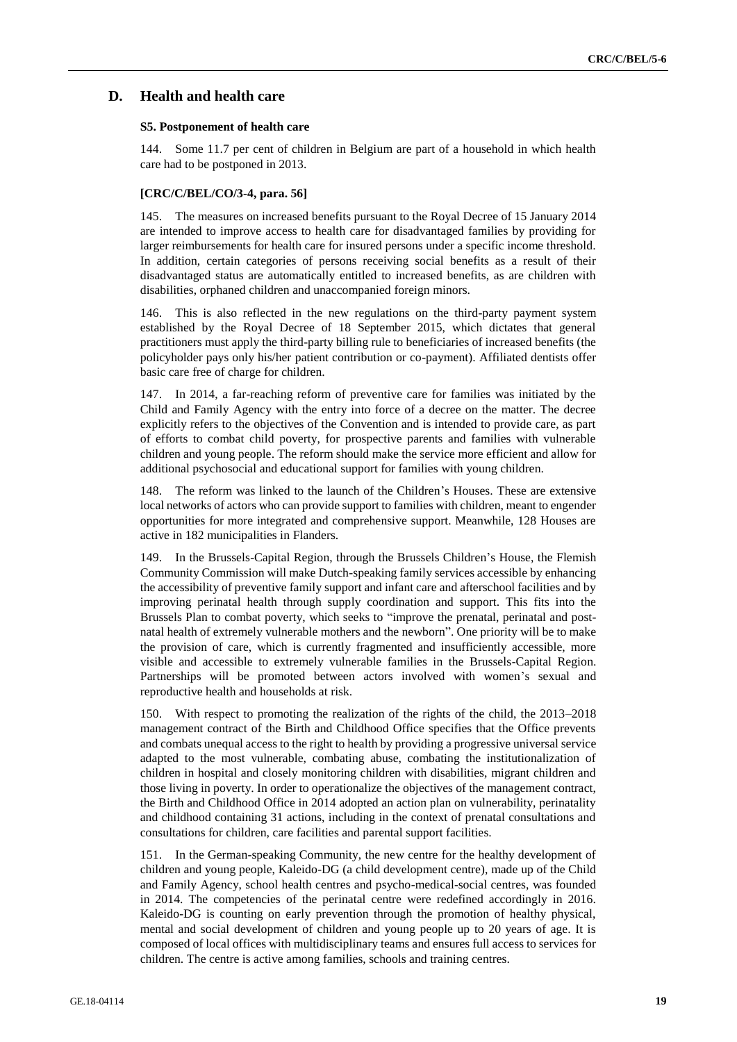## D. Health and health care

#### S5. Postponement of health care

144. Some 11.7 per cent of children in Belgium are part of a household in which health care had to be postponed in 2013.

#### [CRC/C/BEL/CO/3-4, para. 56]

145. The measures on increased benefits pursuant to the Royal Decree of 15 January 2014 are intended to improve access to health care for disadvantaged families by providing for larger reimbursements for health care for insured persons under a specific income threshold. In addition, certain categories of persons receiving social benefits as a result of their disadvantaged status are automatically entitled to increased benefits, as are children with disabilities, orphaned children and unaccompanied foreign minors.

146. This is also reflected in the new regulations on the third-party payment system established by the Royal Decree of 18 September 2015, which dictates that general practitioners must apply the third-party billing rule to beneficiaries of increased benefits (the policyholder pays only his/her patient contribution or co-payment). Affiliated dentists offer basic care free of charge for children.

147. In 2014, a far-reaching reform of preventive care for families was initiated by the Child and Family Agency with the entry into force of a decree on the matter. The decree explicitly refers to the objectives of the Convention and is intended to provide care, as part of efforts to combat child poverty, for prospective parents and families with vulnerable children and young people. The reform should make the service more efficient and allow for additional psychosocial and educational support for families with young children.

148. The reform was linked to the launch of the Children's Houses. These are extensive local networks of actors who can provide support to families with children, meant to engender opportunities for more integrated and comprehensive support. Meanwhile, 128 Houses are active in 182 municipalities in Flanders.

149. In the Brussels-Capital Region, through the Brussels Children's House, the Flemish Community Commission will make Dutch-speaking family services accessible by enhancing the accessibility of preventive family support and infant care and afterschool facilities and by improving perinatal health through supply coordination and support. This fits into the Brussels Plan to combat poverty, which seeks to "improve the prenatal, perinatal and post-natal health of extremely vulnerable mothers and the newborn". One priority will be to make the provision of care, which is currently fragmented and insufficiently accessible, more visible and accessible to extremely vulnerable families in the Brussels-Capital Region. Partnerships will be promoted between actors involved with women's sexual and reproductive health and households at risk.

150. With respect to promoting the realization of the rights of the child, the 2013–2018 management contract of the Birth and Childhood Office specifies that the Office prevents and combats unequal access to the right to health by providing a progressive universal service adapted to the most vulnerable, combating abuse, combating the institutionalization of children in hospital and closely monitoring children with disabilities, migrant children and those living in poverty. In order to operationalize the objectives of the management contract, the Birth and Childhood Office in 2014 adopted an action plan on vulnerability, perinatality and childhood containing 31 actions, including in the context of prenatal consultations and consultations for children, care facilities and parental support facilities.

151. In the German-speaking Community, the new centre for the healthy development of children and young people, Kaleido-DG (a child development centre), made up of the Child and Family Agency, school health centres and psycho-medical-social centres, was founded in 2014. The competencies of the perinatal centre were redefined accordingly in 2016. Kaleido-DG is counting on early prevention through the promotion of healthy physical, mental and social development of children and young people up to 20 years of age. It is composed of local offices with multidisciplinary teams and ensures full access to services for children. The centre is active among families, schools and training centres.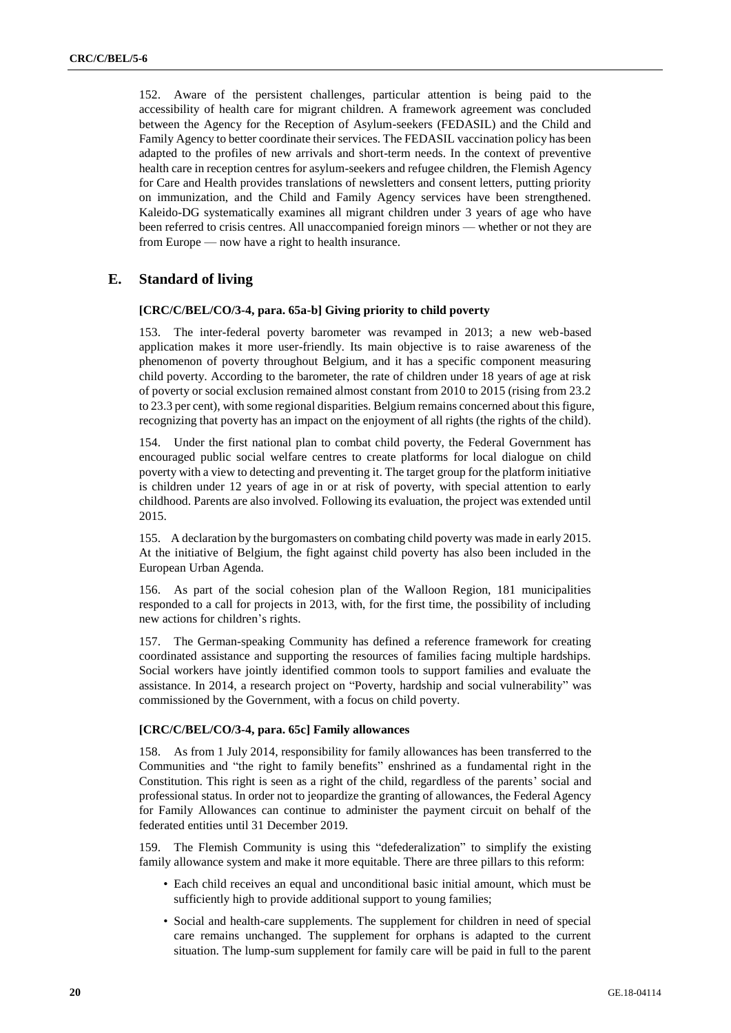152. Aware of the persistent challenges, particular attention is being paid to the accessibility of health care for migrant children. A framework agreement was concluded between the Agency for the Reception of Asylum-seekers (FEDASIL) and the Child and Family Agency to better coordinate their services. The FEDASIL vaccination policy has been adapted to the profiles of new arrivals and short-term needs. In the context of preventive health care in reception centres for asylum-seekers and refugee children, the Flemish Agency for Care and Health provides translations of newsletters and consent letters, putting priority on immunization, and the Child and Family Agency services have been strengthened. Kaleido-DG systematically examines all migrant children under 3 years of age who have been referred to crisis centres. All unaccompanied foreign minors — whether or not they are from Europe — now have a right to health insurance.

## E. Standard of living

**[CRC/C/BEL/CO/3-4, para. 65a-b] Giving priority to child poverty**

153. The inter-federal poverty barometer was revamped in 2013; a new web-based application makes it more user-friendly. Its main objective is to raise awareness of the phenomenon of poverty throughout Belgium, and it has a specific component measuring child poverty. According to the barometer, the rate of children under 18 years of age at risk of poverty or social exclusion remained almost constant from 2010 to 2015 (rising from 23.2 to 23.3 per cent), with some regional disparities. Belgium remains concerned about this figure, recognizing that poverty has an impact on the enjoyment of all rights (the rights of the child).

154. Under the first national plan to combat child poverty, the Federal Government has encouraged public social welfare centres to create platforms for local dialogue on child poverty with a view to detecting and preventing it. The target group for the platform initiative is children under 12 years of age in or at risk of poverty, with special attention to early childhood. Parents are also involved. Following its evaluation, the project was extended until 2015.

155. A declaration by the burgomasters on combating child poverty was made in early 2015. At the initiative of Belgium, the fight against child poverty has also been included in the European Urban Agenda.

156. As part of the social cohesion plan of the Walloon Region, 181 municipalities responded to a call for projects in 2013, with, for the first time, the possibility of including new actions for children's rights.

157. The German-speaking Community has defined a reference framework for creating coordinated assistance and supporting the resources of families facing multiple hardships. Social workers have jointly identified common tools to support families and evaluate the assistance. In 2014, a research project on "Poverty, hardship and social vulnerability" was commissioned by the Government, with a focus on child poverty.

**[CRC/C/BEL/CO/3-4, para. 65c] Family allowances**

158. As from 1 July 2014, responsibility for family allowances has been transferred to the Communities and "the right to family benefits" enshrined as a fundamental right in the Constitution. This right is seen as a right of the child, regardless of the parents' social and professional status. In order not to jeopardize the granting of allowances, the Federal Agency for Family Allowances can continue to administer the payment circuit on behalf of the federated entities until 31 December 2019.

159. The Flemish Community is using this "defederalization" to simplify the existing family allowance system and make it more equitable. There are three pillars to this reform:

- Each child receives an equal and unconditional basic initial amount, which must be sufficiently high to provide additional support to young families;
- Social and health-care supplements. The supplement for children in need of special care remains unchanged. The supplement for orphans is adapted to the current situation. The lump-sum supplement for family care will be paid in full to the parent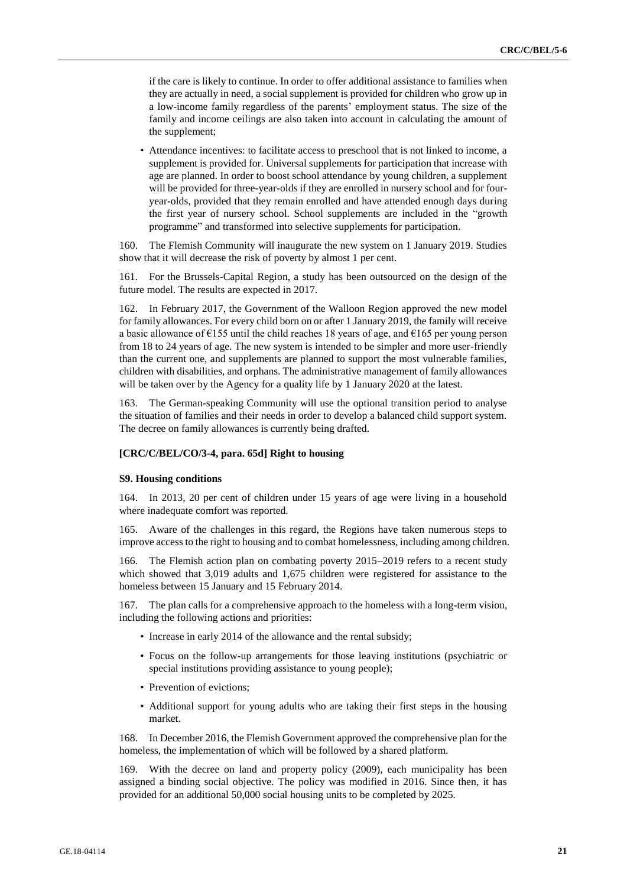if the care is likely to continue. In order to offer additional assistance to families when they are actually in need, a social supplement is provided for children who grow up in a low-income family regardless of the parents' employment status. The size of the family and income ceilings are also taken into account in calculating the amount of the supplement;

- Attendance incentives: to facilitate access to preschool that is not linked to income, a supplement is provided for. Universal supplements for participation that increase with age are planned. In order to boost school attendance by young children, a supplement will be provided for three-year-olds if they are enrolled in nursery school and for four-year-olds, provided that they remain enrolled and have attended enough days during the first year of nursery school. School supplements are included in the "growth programme" and transformed into selective supplements for participation.

160. The Flemish Community will inaugurate the new system on 1 January 2019. Studies show that it will decrease the risk of poverty by almost 1 per cent.

161. For the Brussels-Capital Region, a study has been outsourced on the design of the future model. The results are expected in 2017.

162. In February 2017, the Government of the Walloon Region approved the new model for family allowances. For every child born on or after 1 January 2019, the family will receive a basic allowance of €155 until the child reaches 18 years of age, and €165 per young person from 18 to 24 years of age. The new system is intended to be simpler and more user-friendly than the current one, and supplements are planned to support the most vulnerable families, children with disabilities, and orphans. The administrative management of family allowances will be taken over by the Agency for a quality life by 1 January 2020 at the latest.

163. The German-speaking Community will use the optional transition period to analyse the situation of families and their needs in order to develop a balanced child support system. The decree on family allowances is currently being drafted.

### [CRC/C/BEL/CO/3-4, para. 65d] Right to housing

#### S9. Housing conditions

164. In 2013, 20 per cent of children under 15 years of age were living in a household where inadequate comfort was reported.

165. Aware of the challenges in this regard, the Regions have taken numerous steps to improve access to the right to housing and to combat homelessness, including among children.

166. The Flemish action plan on combating poverty 2015–2019 refers to a recent study which showed that 3,019 adults and 1,675 children were registered for assistance to the homeless between 15 January and 15 February 2014.

167. The plan calls for a comprehensive approach to the homeless with a long-term vision, including the following actions and priorities:

- Increase in early 2014 of the allowance and the rental subsidy;
- Focus on the follow-up arrangements for those leaving institutions (psychiatric or special institutions providing assistance to young people);
- Prevention of evictions;
- Additional support for young adults who are taking their first steps in the housing market.

168. In December 2016, the Flemish Government approved the comprehensive plan for the homeless, the implementation of which will be followed by a shared platform.

169. With the decree on land and property policy (2009), each municipality has been assigned a binding social objective. The policy was modified in 2016. Since then, it has provided for an additional 50,000 social housing units to be completed by 2025.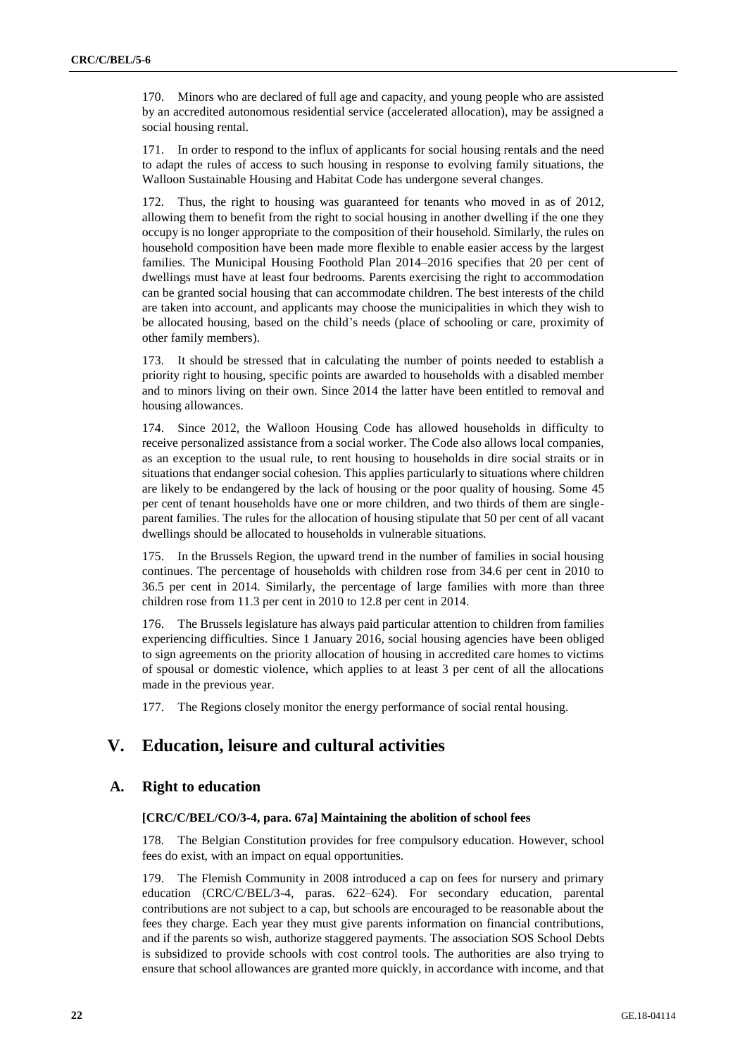170. Minors who are declared of full age and capacity, and young people who are assisted by an accredited autonomous residential service (accelerated allocation), may be assigned a social housing rental.

171. In order to respond to the influx of applicants for social housing rentals and the need to adapt the rules of access to such housing in response to evolving family situations, the Walloon Sustainable Housing and Habitat Code has undergone several changes.

172. Thus, the right to housing was guaranteed for tenants who moved in as of 2012, allowing them to benefit from the right to social housing in another dwelling if the one they occupy is no longer appropriate to the composition of their household. Similarly, the rules on household composition have been made more flexible to enable easier access by the largest families. The Municipal Housing Foothold Plan 2014–2016 specifies that 20 per cent of dwellings must have at least four bedrooms. Parents exercising the right to accommodation can be granted social housing that can accommodate children. The best interests of the child are taken into account, and applicants may choose the municipalities in which they wish to be allocated housing, based on the child's needs (place of schooling or care, proximity of other family members).

173. It should be stressed that in calculating the number of points needed to establish a priority right to housing, specific points are awarded to households with a disabled member and to minors living on their own. Since 2014 the latter have been entitled to removal and housing allowances.

174. Since 2012, the Walloon Housing Code has allowed households in difficulty to receive personalized assistance from a social worker. The Code also allows local companies, as an exception to the usual rule, to rent housing to households in dire social straits or in situations that endanger social cohesion. This applies particularly to situations where children are likely to be endangered by the lack of housing or the poor quality of housing. Some 45 per cent of tenant households have one or more children, and two thirds of them are single-parent families. The rules for the allocation of housing stipulate that 50 per cent of all vacant dwellings should be allocated to households in vulnerable situations.

175. In the Brussels Region, the upward trend in the number of families in social housing continues. The percentage of households with children rose from 34.6 per cent in 2010 to 36.5 per cent in 2014. Similarly, the percentage of large families with more than three children rose from 11.3 per cent in 2010 to 12.8 per cent in 2014.

176. The Brussels legislature has always paid particular attention to children from families experiencing difficulties. Since 1 January 2016, social housing agencies have been obliged to sign agreements on the priority allocation of housing in accredited care homes to victims of spousal or domestic violence, which applies to at least 3 per cent of all the allocations made in the previous year.

177. The Regions closely monitor the energy performance of social rental housing.

# V. Education, leisure and cultural activities

## A. Right to education

### [CRC/C/BEL/CO/3-4, para. 67a] Maintaining the abolition of school fees

178. The Belgian Constitution provides for free compulsory education. However, school fees do exist, with an impact on equal opportunities.

179. The Flemish Community in 2008 introduced a cap on fees for nursery and primary education (CRC/C/BEL/3-4, paras. 622–624). For secondary education, parental contributions are not subject to a cap, but schools are encouraged to be reasonable about the fees they charge. Each year they must give parents information on financial contributions, and if the parents so wish, authorize staggered payments. The association SOS School Debts is subsidized to provide schools with cost control tools. The authorities are also trying to ensure that school allowances are granted more quickly, in accordance with income, and that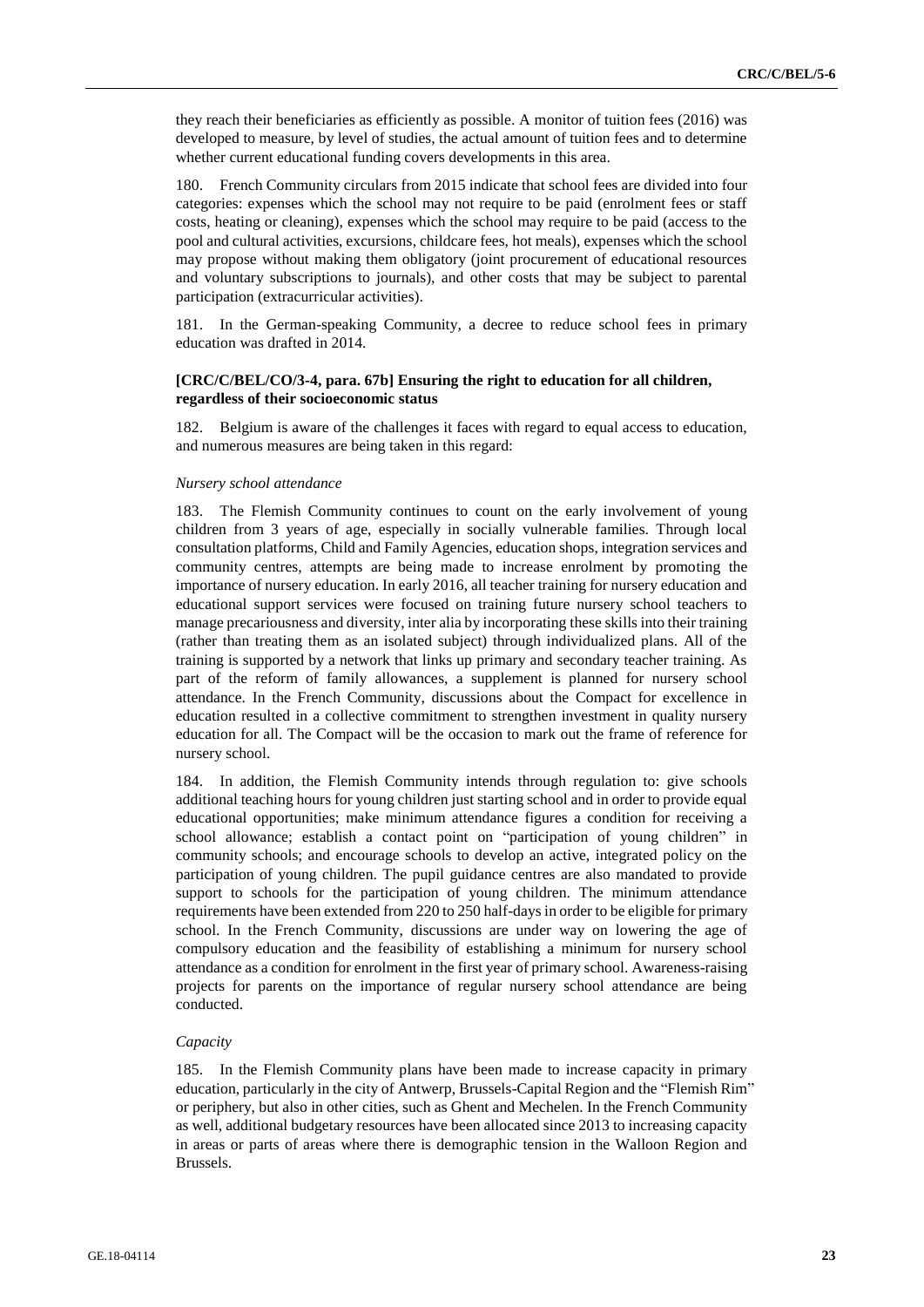they reach their beneficiaries as efficiently as possible. A monitor of tuition fees (2016) was developed to measure, by level of studies, the actual amount of tuition fees and to determine whether current educational funding covers developments in this area.

180. French Community circulars from 2015 indicate that school fees are divided into four categories: expenses which the school may not require to be paid (enrolment fees or staff costs, heating or cleaning), expenses which the school may require to be paid (access to the pool and cultural activities, excursions, childcare fees, hot meals), expenses which the school may propose without making them obligatory (joint procurement of educational resources and voluntary subscriptions to journals), and other costs that may be subject to parental participation (extracurricular activities).

181. In the German-speaking Community, a decree to reduce school fees in primary education was drafted in 2014.

#### [CRC/C/BEL/CO/3-4, para. 67b] Ensuring the right to education for all children, regardless of their socioeconomic status

182. Belgium is aware of the challenges it faces with regard to equal access to education, and numerous measures are being taken in this regard:

*Nursery school attendance*

183. The Flemish Community continues to count on the early involvement of young children from 3 years of age, especially in socially vulnerable families. Through local consultation platforms, Child and Family Agencies, education shops, integration services and community centres, attempts are being made to increase enrolment by promoting the importance of nursery education. In early 2016, all teacher training for nursery education and educational support services were focused on training future nursery school teachers to manage precariousness and diversity, inter alia by incorporating these skills into their training (rather than treating them as an isolated subject) through individualized plans. All of the training is supported by a network that links up primary and secondary teacher training. As part of the reform of family allowances, a supplement is planned for nursery school attendance. In the French Community, discussions about the Compact for excellence in education resulted in a collective commitment to strengthen investment in quality nursery education for all. The Compact will be the occasion to mark out the frame of reference for nursery school.

184. In addition, the Flemish Community intends through regulation to: give schools additional teaching hours for young children just starting school and in order to provide equal educational opportunities; make minimum attendance figures a condition for receiving a school allowance; establish a contact point on "participation of young children" in community schools; and encourage schools to develop an active, integrated policy on the participation of young children. The pupil guidance centres are also mandated to provide support to schools for the participation of young children. The minimum attendance requirements have been extended from 220 to 250 half-days in order to be eligible for primary school. In the French Community, discussions are under way on lowering the age of compulsory education and the feasibility of establishing a minimum for nursery school attendance as a condition for enrolment in the first year of primary school. Awareness-raising projects for parents on the importance of regular nursery school attendance are being conducted.

*Capacity*

185. In the Flemish Community plans have been made to increase capacity in primary education, particularly in the city of Antwerp, Brussels-Capital Region and the "Flemish Rim" or periphery, but also in other cities, such as Ghent and Mechelen. In the French Community as well, additional budgetary resources have been allocated since 2013 to increasing capacity in areas or parts of areas where there is demographic tension in the Walloon Region and Brussels.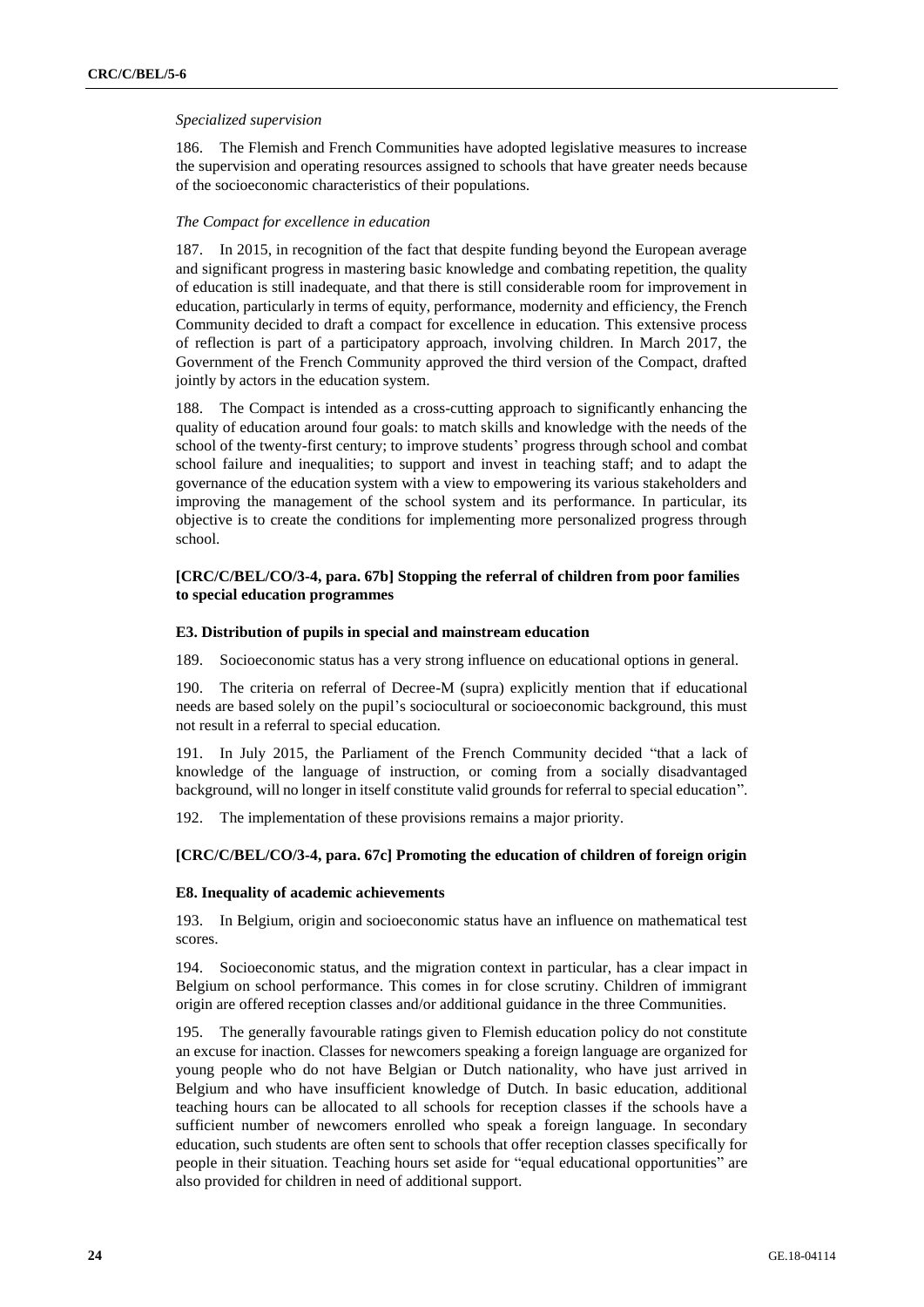*Specialized supervision*

186. The Flemish and French Communities have adopted legislative measures to increase the supervision and operating resources assigned to schools that have greater needs because of the socioeconomic characteristics of their populations.

*The Compact for excellence in education*

187. In 2015, in recognition of the fact that despite funding beyond the European average and significant progress in mastering basic knowledge and combating repetition, the quality of education is still inadequate, and that there is still considerable room for improvement in education, particularly in terms of equity, performance, modernity and efficiency, the French Community decided to draft a compact for excellence in education. This extensive process of reflection is part of a participatory approach, involving children. In March 2017, the Government of the French Community approved the third version of the Compact, drafted jointly by actors in the education system.

188. The Compact is intended as a cross-cutting approach to significantly enhancing the quality of education around four goals: to match skills and knowledge with the needs of the school of the twenty-first century; to improve students' progress through school and combat school failure and inequalities; to support and invest in teaching staff; and to adapt the governance of the education system with a view to empowering its various stakeholders and improving the management of the school system and its performance. In particular, its objective is to create the conditions for implementing more personalized progress through school.

### [CRC/C/BEL/CO/3-4, para. 67b] Stopping the referral of children from poor families to special education programmes

#### E3. Distribution of pupils in special and mainstream education

189. Socioeconomic status has a very strong influence on educational options in general.

190. The criteria on referral of Decree-M (supra) explicitly mention that if educational needs are based solely on the pupil's sociocultural or socioeconomic background, this must not result in a referral to special education.

191. In July 2015, the Parliament of the French Community decided "that a lack of knowledge of the language of instruction, or coming from a socially disadvantaged background, will no longer in itself constitute valid grounds for referral to special education".

192. The implementation of these provisions remains a major priority.

### [CRC/C/BEL/CO/3-4, para. 67c] Promoting the education of children of foreign origin

#### E8. Inequality of academic achievements

193. In Belgium, origin and socioeconomic status have an influence on mathematical test scores.

194. Socioeconomic status, and the migration context in particular, has a clear impact in Belgium on school performance. This comes in for close scrutiny. Children of immigrant origin are offered reception classes and/or additional guidance in the three Communities.

195. The generally favourable ratings given to Flemish education policy do not constitute an excuse for inaction. Classes for newcomers speaking a foreign language are organized for young people who do not have Belgian or Dutch nationality, who have just arrived in Belgium and who have insufficient knowledge of Dutch. In basic education, additional teaching hours can be allocated to all schools for reception classes if the schools have a sufficient number of newcomers enrolled who speak a foreign language. In secondary education, such students are often sent to schools that offer reception classes specifically for people in their situation. Teaching hours set aside for "equal educational opportunities" are also provided for children in need of additional support.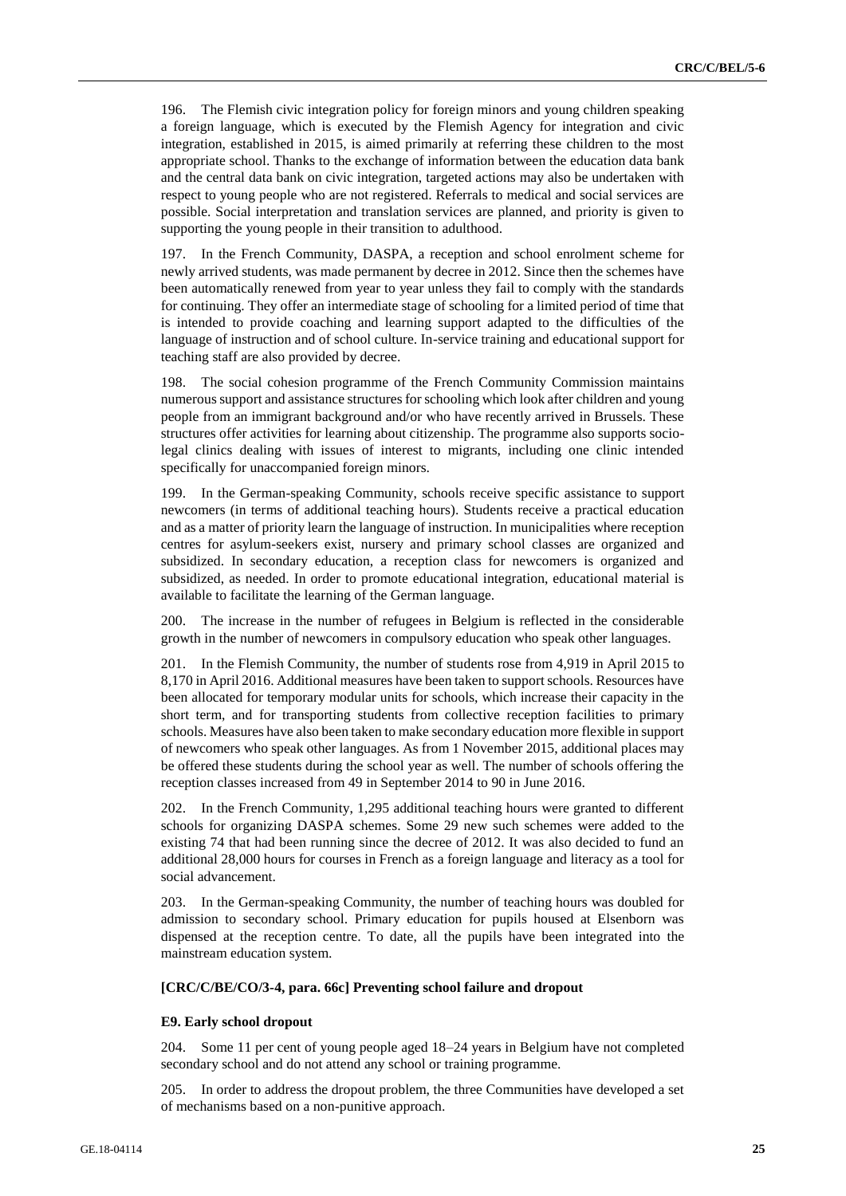196. The Flemish civic integration policy for foreign minors and young children speaking a foreign language, which is executed by the Flemish Agency for integration and civic integration, established in 2015, is aimed primarily at referring these children to the most appropriate school. Thanks to the exchange of information between the education data bank and the central data bank on civic integration, targeted actions may also be undertaken with respect to young people who are not registered. Referrals to medical and social services are possible. Social interpretation and translation services are planned, and priority is given to supporting the young people in their transition to adulthood.

197. In the French Community, DASPA, a reception and school enrolment scheme for newly arrived students, was made permanent by decree in 2012. Since then the schemes have been automatically renewed from year to year unless they fail to comply with the standards for continuing. They offer an intermediate stage of schooling for a limited period of time that is intended to provide coaching and learning support adapted to the difficulties of the language of instruction and of school culture. In-service training and educational support for teaching staff are also provided by decree.

198. The social cohesion programme of the French Community Commission maintains numerous support and assistance structures for schooling which look after children and young people from an immigrant background and/or who have recently arrived in Brussels. These structures offer activities for learning about citizenship. The programme also supports socio-legal clinics dealing with issues of interest to migrants, including one clinic intended specifically for unaccompanied foreign minors.

199. In the German-speaking Community, schools receive specific assistance to support newcomers (in terms of additional teaching hours). Students receive a practical education and as a matter of priority learn the language of instruction. In municipalities where reception centres for asylum-seekers exist, nursery and primary school classes are organized and subsidized. In secondary education, a reception class for newcomers is organized and subsidized, as needed. In order to promote educational integration, educational material is available to facilitate the learning of the German language.

200. The increase in the number of refugees in Belgium is reflected in the considerable growth in the number of newcomers in compulsory education who speak other languages.

201. In the Flemish Community, the number of students rose from 4,919 in April 2015 to 8,170 in April 2016. Additional measures have been taken to support schools. Resources have been allocated for temporary modular units for schools, which increase their capacity in the short term, and for transporting students from collective reception facilities to primary schools. Measures have also been taken to make secondary education more flexible in support of newcomers who speak other languages. As from 1 November 2015, additional places may be offered these students during the school year as well. The number of schools offering the reception classes increased from 49 in September 2014 to 90 in June 2016.

202. In the French Community, 1,295 additional teaching hours were granted to different schools for organizing DASPA schemes. Some 29 new such schemes were added to the existing 74 that had been running since the decree of 2012. It was also decided to fund an additional 28,000 hours for courses in French as a foreign language and literacy as a tool for social advancement.

203. In the German-speaking Community, the number of teaching hours was doubled for admission to secondary school. Primary education for pupils housed at Elsenborn was dispensed at the reception centre. To date, all the pupils have been integrated into the mainstream education system.

**[CRC/C/BE/CO/3-4, para. 66c] Preventing school failure and dropout**

**E9. Early school dropout**

204. Some 11 per cent of young people aged 18–24 years in Belgium have not completed secondary school and do not attend any school or training programme.

205. In order to address the dropout problem, the three Communities have developed a set of mechanisms based on a non-punitive approach.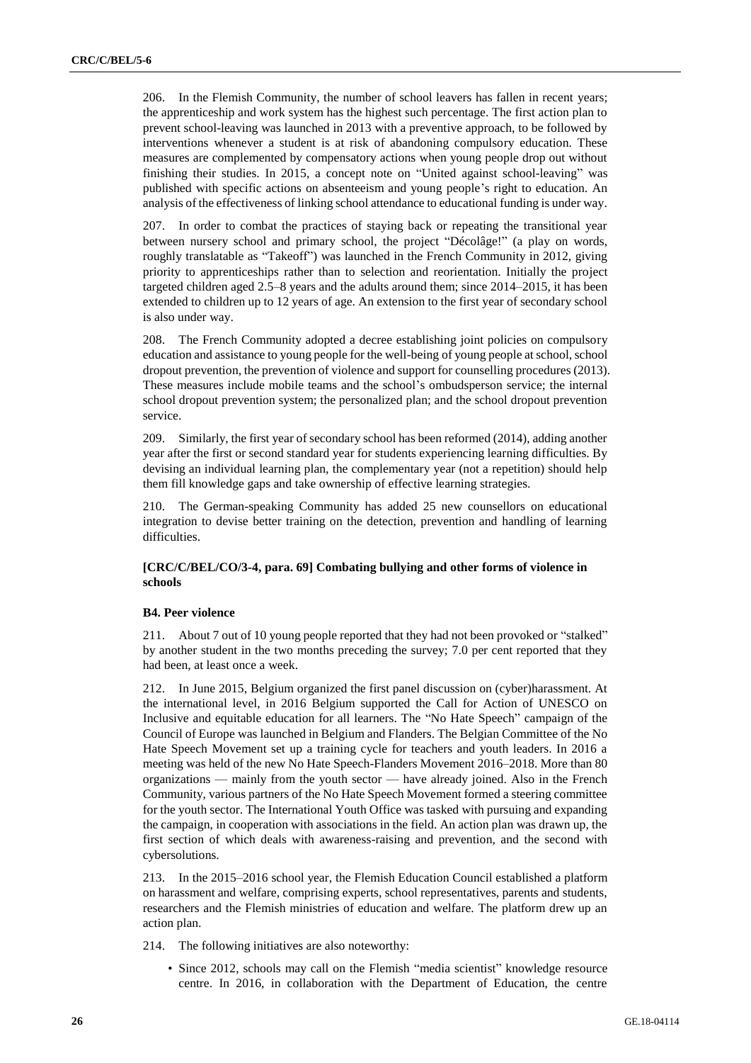206. In the Flemish Community, the number of school leavers has fallen in recent years; the apprenticeship and work system has the highest such percentage. The first action plan to prevent school-leaving was launched in 2013 with a preventive approach, to be followed by interventions whenever a student is at risk of abandoning compulsory education. These measures are complemented by compensatory actions when young people drop out without finishing their studies. In 2015, a concept note on "United against school-leaving" was published with specific actions on absenteeism and young people's right to education. An analysis of the effectiveness of linking school attendance to educational funding is under way.

207. In order to combat the practices of staying back or repeating the transitional year between nursery school and primary school, the project "Décolâge!" (a play on words, roughly translatable as "Takeoff") was launched in the French Community in 2012, giving priority to apprenticeships rather than to selection and reorientation. Initially the project targeted children aged 2.5–8 years and the adults around them; since 2014–2015, it has been extended to children up to 12 years of age. An extension to the first year of secondary school is also under way.

208. The French Community adopted a decree establishing joint policies on compulsory education and assistance to young people for the well-being of young people at school, school dropout prevention, the prevention of violence and support for counselling procedures (2013). These measures include mobile teams and the school's ombudsperson service; the internal school dropout prevention system; the personalized plan; and the school dropout prevention service.

209. Similarly, the first year of secondary school has been reformed (2014), adding another year after the first or second standard year for students experiencing learning difficulties. By devising an individual learning plan, the complementary year (not a repetition) should help them fill knowledge gaps and take ownership of effective learning strategies.

210. The German-speaking Community has added 25 new counsellors on educational integration to devise better training on the detection, prevention and handling of learning difficulties.

**[CRC/C/BEL/CO/3-4, para. 69] Combating bullying and other forms of violence in schools**

**B4. Peer violence**

211. About 7 out of 10 young people reported that they had not been provoked or "stalked" by another student in the two months preceding the survey; 7.0 per cent reported that they had been, at least once a week.

212. In June 2015, Belgium organized the first panel discussion on (cyber)harassment. At the international level, in 2016 Belgium supported the Call for Action of UNESCO on Inclusive and equitable education for all learners. The "No Hate Speech" campaign of the Council of Europe was launched in Belgium and Flanders. The Belgian Committee of the No Hate Speech Movement set up a training cycle for teachers and youth leaders. In 2016 a meeting was held of the new No Hate Speech-Flanders Movement 2016–2018. More than 80 organizations — mainly from the youth sector — have already joined. Also in the French Community, various partners of the No Hate Speech Movement formed a steering committee for the youth sector. The International Youth Office was tasked with pursuing and expanding the campaign, in cooperation with associations in the field. An action plan was drawn up, the first section of which deals with awareness-raising and prevention, and the second with cybersolutions.

213. In the 2015–2016 school year, the Flemish Education Council established a platform on harassment and welfare, comprising experts, school representatives, parents and students, researchers and the Flemish ministries of education and welfare. The platform drew up an action plan.

214. The following initiatives are also noteworthy:

- Since 2012, schools may call on the Flemish "media scientist" knowledge resource centre. In 2016, in collaboration with the Department of Education, the centre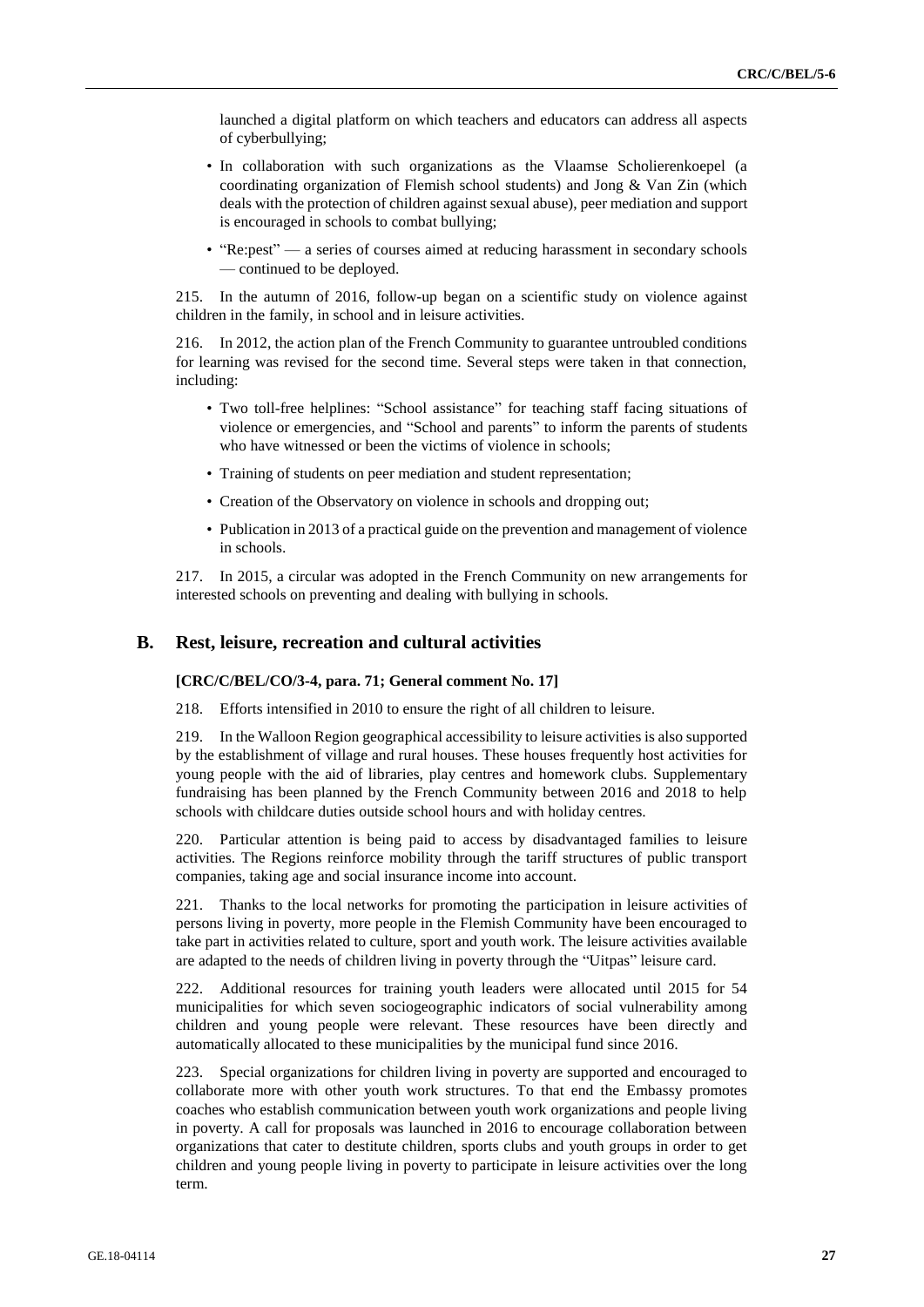launched a digital platform on which teachers and educators can address all aspects of cyberbullying;

- In collaboration with such organizations as the Vlaamse Scholierenkoepel (a coordinating organization of Flemish school students) and Jong & Van Zin (which deals with the protection of children against sexual abuse), peer mediation and support is encouraged in schools to combat bullying;
- "Re:pest" — a series of courses aimed at reducing harassment in secondary schools — continued to be deployed.

215. In the autumn of 2016, follow-up began on a scientific study on violence against children in the family, in school and in leisure activities.

216. In 2012, the action plan of the French Community to guarantee untroubled conditions for learning was revised for the second time. Several steps were taken in that connection, including:

- Two toll-free helplines: "School assistance" for teaching staff facing situations of violence or emergencies, and "School and parents" to inform the parents of students who have witnessed or been the victims of violence in schools;
- Training of students on peer mediation and student representation;
- Creation of the Observatory on violence in schools and dropping out;
- Publication in 2013 of a practical guide on the prevention and management of violence in schools.

217. In 2015, a circular was adopted in the French Community on new arrangements for interested schools on preventing and dealing with bullying in schools.

## B. Rest, leisure, recreation and cultural activities

**[CRC/C/BEL/CO/3-4, para. 71; General comment No. 17]**

218. Efforts intensified in 2010 to ensure the right of all children to leisure.

219. In the Walloon Region geographical accessibility to leisure activities is also supported by the establishment of village and rural houses. These houses frequently host activities for young people with the aid of libraries, play centres and homework clubs. Supplementary fundraising has been planned by the French Community between 2016 and 2018 to help schools with childcare duties outside school hours and with holiday centres.

220. Particular attention is being paid to access by disadvantaged families to leisure activities. The Regions reinforce mobility through the tariff structures of public transport companies, taking age and social insurance income into account.

221. Thanks to the local networks for promoting the participation in leisure activities of persons living in poverty, more people in the Flemish Community have been encouraged to take part in activities related to culture, sport and youth work. The leisure activities available are adapted to the needs of children living in poverty through the "Uitpas" leisure card.

222. Additional resources for training youth leaders were allocated until 2015 for 54 municipalities for which seven sociogeographic indicators of social vulnerability among children and young people were relevant. These resources have been directly and automatically allocated to these municipalities by the municipal fund since 2016.

223. Special organizations for children living in poverty are supported and encouraged to collaborate more with other youth work structures. To that end the Embassy promotes coaches who establish communication between youth work organizations and people living in poverty. A call for proposals was launched in 2016 to encourage collaboration between organizations that cater to destitute children, sports clubs and youth groups in order to get children and young people living in poverty to participate in leisure activities over the long term.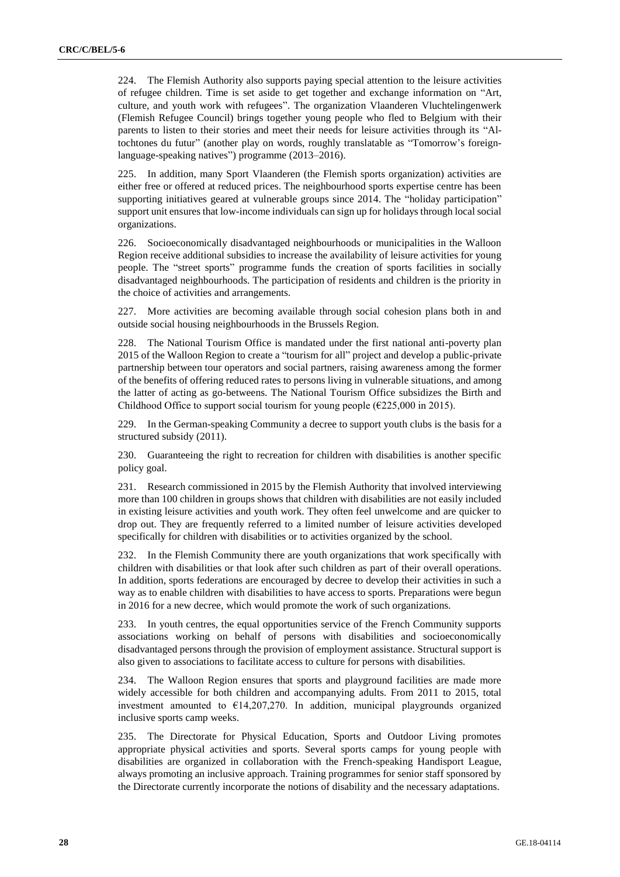224. The Flemish Authority also supports paying special attention to the leisure activities of refugee children. Time is set aside to get together and exchange information on "Art, culture, and youth work with refugees". The organization Vlaanderen Vluchtelingenwerk (Flemish Refugee Council) brings together young people who fled to Belgium with their parents to listen to their stories and meet their needs for leisure activities through its "Al-tochtones du futur" (another play on words, roughly translatable as "Tomorrow's foreign-language-speaking natives") programme (2013–2016).

225. In addition, many Sport Vlaanderen (the Flemish sports organization) activities are either free or offered at reduced prices. The neighbourhood sports expertise centre has been supporting initiatives geared at vulnerable groups since 2014. The "holiday participation" support unit ensures that low-income individuals can sign up for holidays through local social organizations.

226. Socioeconomically disadvantaged neighbourhoods or municipalities in the Walloon Region receive additional subsidies to increase the availability of leisure activities for young people. The "street sports" programme funds the creation of sports facilities in socially disadvantaged neighbourhoods. The participation of residents and children is the priority in the choice of activities and arrangements.

227. More activities are becoming available through social cohesion plans both in and outside social housing neighbourhoods in the Brussels Region.

228. The National Tourism Office is mandated under the first national anti-poverty plan 2015 of the Walloon Region to create a "tourism for all" project and develop a public-private partnership between tour operators and social partners, raising awareness among the former of the benefits of offering reduced rates to persons living in vulnerable situations, and among the latter of acting as go-betweens. The National Tourism Office subsidizes the Birth and Childhood Office to support social tourism for young people (€225,000 in 2015).

229. In the German-speaking Community a decree to support youth clubs is the basis for a structured subsidy (2011).

230. Guaranteeing the right to recreation for children with disabilities is another specific policy goal.

231. Research commissioned in 2015 by the Flemish Authority that involved interviewing more than 100 children in groups shows that children with disabilities are not easily included in existing leisure activities and youth work. They often feel unwelcome and are quicker to drop out. They are frequently referred to a limited number of leisure activities developed specifically for children with disabilities or to activities organized by the school.

232. In the Flemish Community there are youth organizations that work specifically with children with disabilities or that look after such children as part of their overall operations. In addition, sports federations are encouraged by decree to develop their activities in such a way as to enable children with disabilities to have access to sports. Preparations were begun in 2016 for a new decree, which would promote the work of such organizations.

233. In youth centres, the equal opportunities service of the French Community supports associations working on behalf of persons with disabilities and socioeconomically disadvantaged persons through the provision of employment assistance. Structural support is also given to associations to facilitate access to culture for persons with disabilities.

234. The Walloon Region ensures that sports and playground facilities are made more widely accessible for both children and accompanying adults. From 2011 to 2015, total investment amounted to €14,207,270. In addition, municipal playgrounds organized inclusive sports camp weeks.

235. The Directorate for Physical Education, Sports and Outdoor Living promotes appropriate physical activities and sports. Several sports camps for young people with disabilities are organized in collaboration with the French-speaking Handisport League, always promoting an inclusive approach. Training programmes for senior staff sponsored by the Directorate currently incorporate the notions of disability and the necessary adaptations.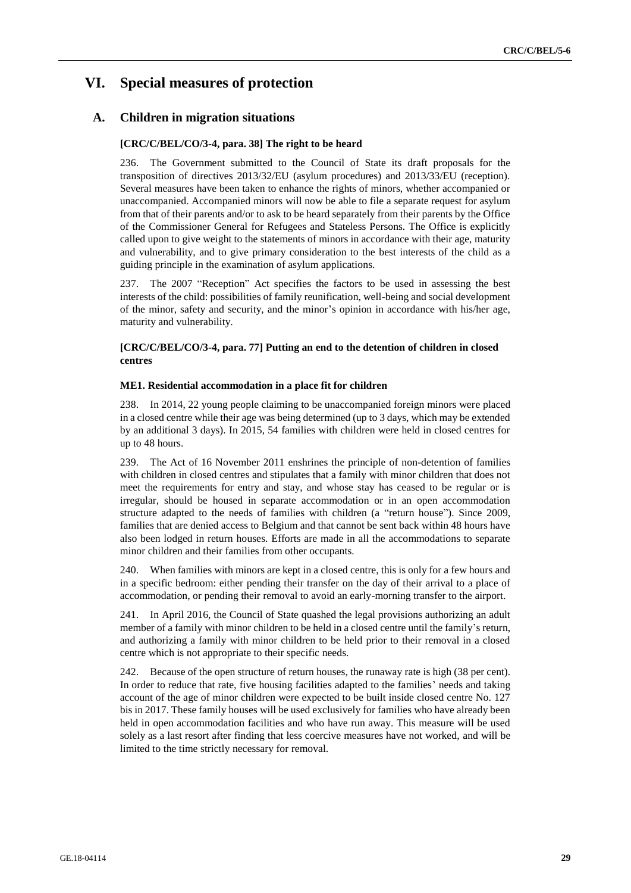# VI. Special measures of protection

## A. Children in migration situations

### [CRC/C/BEL/CO/3-4, para. 38] The right to be heard

236. The Government submitted to the Council of State its draft proposals for the transposition of directives 2013/32/EU (asylum procedures) and 2013/33/EU (reception). Several measures have been taken to enhance the rights of minors, whether accompanied or unaccompanied. Accompanied minors will now be able to file a separate request for asylum from that of their parents and/or to ask to be heard separately from their parents by the Office of the Commissioner General for Refugees and Stateless Persons. The Office is explicitly called upon to give weight to the statements of minors in accordance with their age, maturity and vulnerability, and to give primary consideration to the best interests of the child as a guiding principle in the examination of asylum applications.

237. The 2007 "Reception" Act specifies the factors to be used in assessing the best interests of the child: possibilities of family reunification, well-being and social development of the minor, safety and security, and the minor's opinion in accordance with his/her age, maturity and vulnerability.

### [CRC/C/BEL/CO/3-4, para. 77] Putting an end to the detention of children in closed centres

#### ME1. Residential accommodation in a place fit for children

238. In 2014, 22 young people claiming to be unaccompanied foreign minors were placed in a closed centre while their age was being determined (up to 3 days, which may be extended by an additional 3 days). In 2015, 54 families with children were held in closed centres for up to 48 hours.

239. The Act of 16 November 2011 enshrines the principle of non-detention of families with children in closed centres and stipulates that a family with minor children that does not meet the requirements for entry and stay, and whose stay has ceased to be regular or is irregular, should be housed in separate accommodation or in an open accommodation structure adapted to the needs of families with children (a "return house"). Since 2009, families that are denied access to Belgium and that cannot be sent back within 48 hours have also been lodged in return houses. Efforts are made in all the accommodations to separate minor children and their families from other occupants.

240. When families with minors are kept in a closed centre, this is only for a few hours and in a specific bedroom: either pending their transfer on the day of their arrival to a place of accommodation, or pending their removal to avoid an early-morning transfer to the airport.

241. In April 2016, the Council of State quashed the legal provisions authorizing an adult member of a family with minor children to be held in a closed centre until the family's return, and authorizing a family with minor children to be held prior to their removal in a closed centre which is not appropriate to their specific needs.

242. Because of the open structure of return houses, the runaway rate is high (38 per cent). In order to reduce that rate, five housing facilities adapted to the families' needs and taking account of the age of minor children were expected to be built inside closed centre No. 127 bis in 2017. These family houses will be used exclusively for families who have already been held in open accommodation facilities and who have run away. This measure will be used solely as a last resort after finding that less coercive measures have not worked, and will be limited to the time strictly necessary for removal.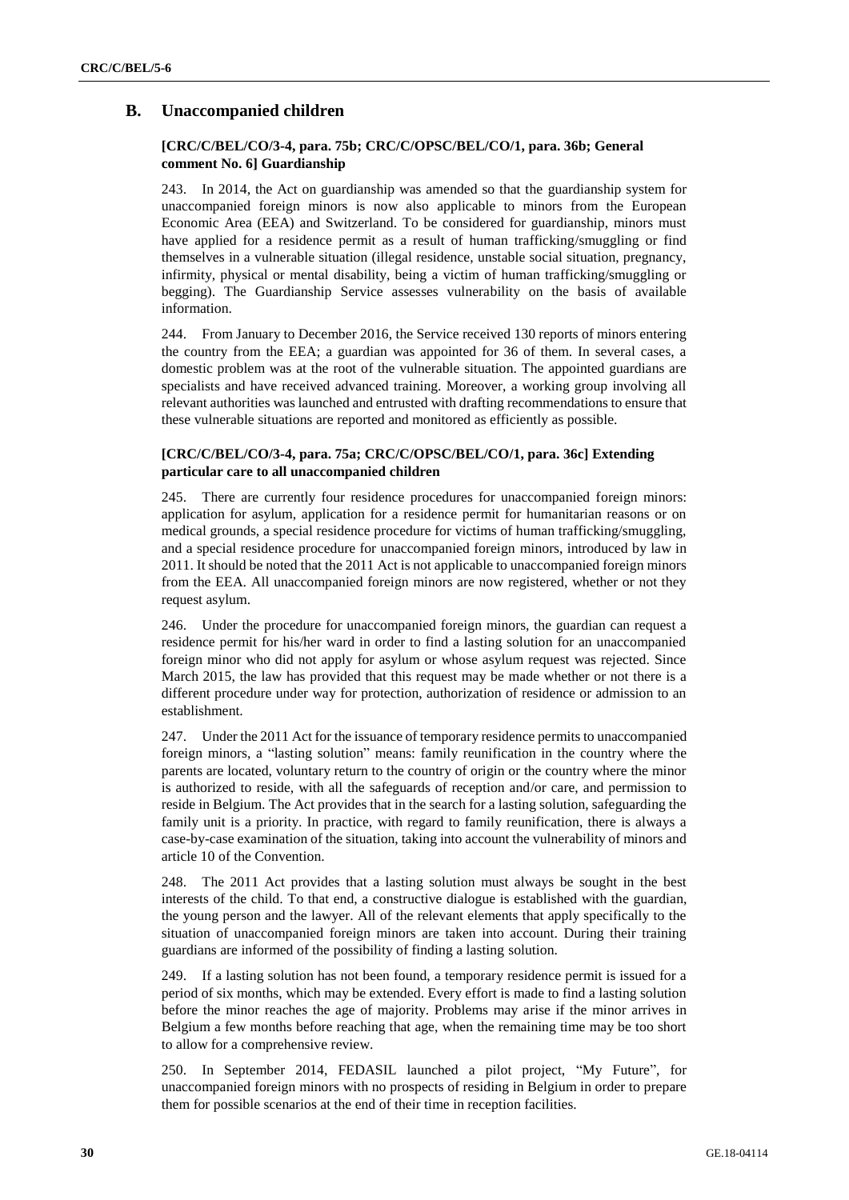## B. Unaccompanied children

### [CRC/C/BEL/CO/3-4, para. 75b; CRC/C/OPSC/BEL/CO/1, para. 36b; General comment No. 6] Guardianship

243. In 2014, the Act on guardianship was amended so that the guardianship system for unaccompanied foreign minors is now also applicable to minors from the European Economic Area (EEA) and Switzerland. To be considered for guardianship, minors must have applied for a residence permit as a result of human trafficking/smuggling or find themselves in a vulnerable situation (illegal residence, unstable social situation, pregnancy, infirmity, physical or mental disability, being a victim of human trafficking/smuggling or begging). The Guardianship Service assesses vulnerability on the basis of available information.

244. From January to December 2016, the Service received 130 reports of minors entering the country from the EEA; a guardian was appointed for 36 of them. In several cases, a domestic problem was at the root of the vulnerable situation. The appointed guardians are specialists and have received advanced training. Moreover, a working group involving all relevant authorities was launched and entrusted with drafting recommendations to ensure that these vulnerable situations are reported and monitored as efficiently as possible.

### [CRC/C/BEL/CO/3-4, para. 75a; CRC/C/OPSC/BEL/CO/1, para. 36c] Extending particular care to all unaccompanied children

245. There are currently four residence procedures for unaccompanied foreign minors: application for asylum, application for a residence permit for humanitarian reasons or on medical grounds, a special residence procedure for victims of human trafficking/smuggling, and a special residence procedure for unaccompanied foreign minors, introduced by law in 2011. It should be noted that the 2011 Act is not applicable to unaccompanied foreign minors from the EEA. All unaccompanied foreign minors are now registered, whether or not they request asylum.

246. Under the procedure for unaccompanied foreign minors, the guardian can request a residence permit for his/her ward in order to find a lasting solution for an unaccompanied foreign minor who did not apply for asylum or whose asylum request was rejected. Since March 2015, the law has provided that this request may be made whether or not there is a different procedure under way for protection, authorization of residence or admission to an establishment.

247. Under the 2011 Act for the issuance of temporary residence permits to unaccompanied foreign minors, a "lasting solution" means: family reunification in the country where the parents are located, voluntary return to the country of origin or the country where the minor is authorized to reside, with all the safeguards of reception and/or care, and permission to reside in Belgium. The Act provides that in the search for a lasting solution, safeguarding the family unit is a priority. In practice, with regard to family reunification, there is always a case-by-case examination of the situation, taking into account the vulnerability of minors and article 10 of the Convention.

248. The 2011 Act provides that a lasting solution must always be sought in the best interests of the child. To that end, a constructive dialogue is established with the guardian, the young person and the lawyer. All of the relevant elements that apply specifically to the situation of unaccompanied foreign minors are taken into account. During their training guardians are informed of the possibility of finding a lasting solution.

249. If a lasting solution has not been found, a temporary residence permit is issued for a period of six months, which may be extended. Every effort is made to find a lasting solution before the minor reaches the age of majority. Problems may arise if the minor arrives in Belgium a few months before reaching that age, when the remaining time may be too short to allow for a comprehensive review.

250. In September 2014, FEDASIL launched a pilot project, "My Future", for unaccompanied foreign minors with no prospects of residing in Belgium in order to prepare them for possible scenarios at the end of their time in reception facilities.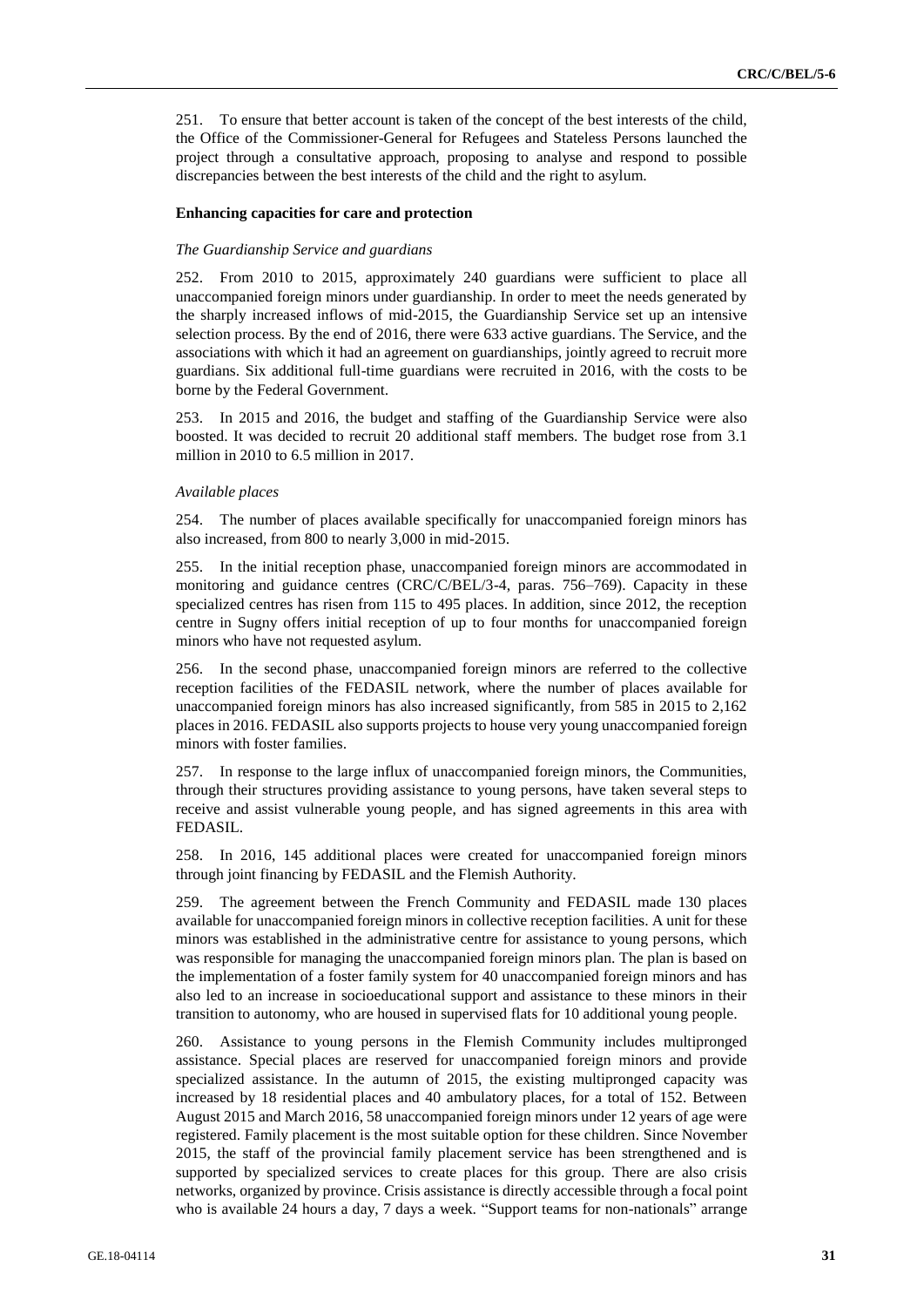251. To ensure that better account is taken of the concept of the best interests of the child, the Office of the Commissioner-General for Refugees and Stateless Persons launched the project through a consultative approach, proposing to analyse and respond to possible discrepancies between the best interests of the child and the right to asylum.

**Enhancing capacities for care and protection**

*The Guardianship Service and guardians*

252. From 2010 to 2015, approximately 240 guardians were sufficient to place all unaccompanied foreign minors under guardianship. In order to meet the needs generated by the sharply increased inflows of mid-2015, the Guardianship Service set up an intensive selection process. By the end of 2016, there were 633 active guardians. The Service, and the associations with which it had an agreement on guardianships, jointly agreed to recruit more guardians. Six additional full-time guardians were recruited in 2016, with the costs to be borne by the Federal Government.

253. In 2015 and 2016, the budget and staffing of the Guardianship Service were also boosted. It was decided to recruit 20 additional staff members. The budget rose from 3.1 million in 2010 to 6.5 million in 2017.

*Available places*

254. The number of places available specifically for unaccompanied foreign minors has also increased, from 800 to nearly 3,000 in mid-2015.

255. In the initial reception phase, unaccompanied foreign minors are accommodated in monitoring and guidance centres (CRC/C/BEL/3-4, paras. 756–769). Capacity in these specialized centres has risen from 115 to 495 places. In addition, since 2012, the reception centre in Sugny offers initial reception of up to four months for unaccompanied foreign minors who have not requested asylum.

256. In the second phase, unaccompanied foreign minors are referred to the collective reception facilities of the FEDASIL network, where the number of places available for unaccompanied foreign minors has also increased significantly, from 585 in 2015 to 2,162 places in 2016. FEDASIL also supports projects to house very young unaccompanied foreign minors with foster families.

257. In response to the large influx of unaccompanied foreign minors, the Communities, through their structures providing assistance to young persons, have taken several steps to receive and assist vulnerable young people, and has signed agreements in this area with FEDASIL.

258. In 2016, 145 additional places were created for unaccompanied foreign minors through joint financing by FEDASIL and the Flemish Authority.

259. The agreement between the French Community and FEDASIL made 130 places available for unaccompanied foreign minors in collective reception facilities. A unit for these minors was established in the administrative centre for assistance to young persons, which was responsible for managing the unaccompanied foreign minors plan. The plan is based on the implementation of a foster family system for 40 unaccompanied foreign minors and has also led to an increase in socioeducational support and assistance to these minors in their transition to autonomy, who are housed in supervised flats for 10 additional young people.

260. Assistance to young persons in the Flemish Community includes multipronged assistance. Special places are reserved for unaccompanied foreign minors and provide specialized assistance. In the autumn of 2015, the existing multipronged capacity was increased by 18 residential places and 40 ambulatory places, for a total of 152. Between August 2015 and March 2016, 58 unaccompanied foreign minors under 12 years of age were registered. Family placement is the most suitable option for these children. Since November 2015, the staff of the provincial family placement service has been strengthened and is supported by specialized services to create places for this group. There are also crisis networks, organized by province. Crisis assistance is directly accessible through a focal point who is available 24 hours a day, 7 days a week. "Support teams for non-nationals" arrange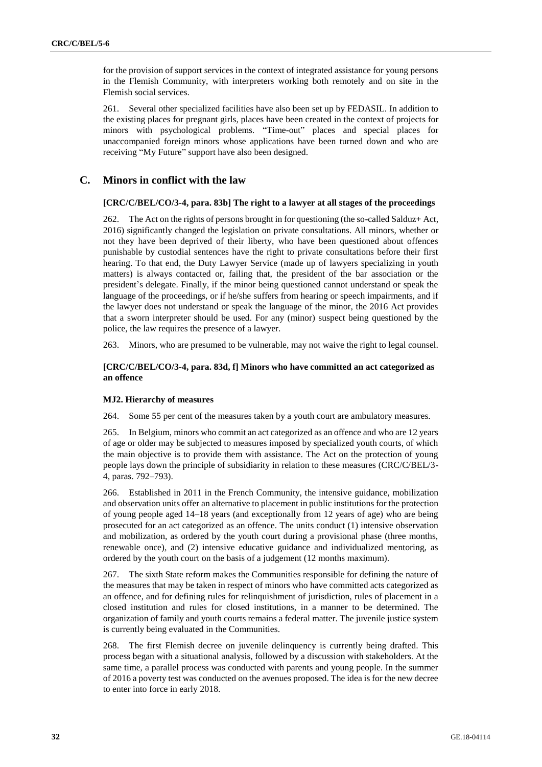for the provision of support services in the context of integrated assistance for young persons in the Flemish Community, with interpreters working both remotely and on site in the Flemish social services.

261. Several other specialized facilities have also been set up by FEDASIL. In addition to the existing places for pregnant girls, places have been created in the context of projects for minors with psychological problems. "Time-out" places and special places for unaccompanied foreign minors whose applications have been turned down and who are receiving "My Future" support have also been designed.

## C. Minors in conflict with the law

### [CRC/C/BEL/CO/3-4, para. 83b] The right to a lawyer at all stages of the proceedings

262. The Act on the rights of persons brought in for questioning (the so-called Salduz+ Act, 2016) significantly changed the legislation on private consultations. All minors, whether or not they have been deprived of their liberty, who have been questioned about offences punishable by custodial sentences have the right to private consultations before their first hearing. To that end, the Duty Lawyer Service (made up of lawyers specializing in youth matters) is always contacted or, failing that, the president of the bar association or the president's delegate. Finally, if the minor being questioned cannot understand or speak the language of the proceedings, or if he/she suffers from hearing or speech impairments, and if the lawyer does not understand or speak the language of the minor, the 2016 Act provides that a sworn interpreter should be used. For any (minor) suspect being questioned by the police, the law requires the presence of a lawyer.

263. Minors, who are presumed to be vulnerable, may not waive the right to legal counsel.

### [CRC/C/BEL/CO/3-4, para. 83d, f] Minors who have committed an act categorized as an offence

#### MJ2. Hierarchy of measures

264. Some 55 per cent of the measures taken by a youth court are ambulatory measures.

265. In Belgium, minors who commit an act categorized as an offence and who are 12 years of age or older may be subjected to measures imposed by specialized youth courts, of which the main objective is to provide them with assistance. The Act on the protection of young people lays down the principle of subsidiarity in relation to these measures (CRC/C/BEL/3-4, paras. 792–793).

266. Established in 2011 in the French Community, the intensive guidance, mobilization and observation units offer an alternative to placement in public institutions for the protection of young people aged 14–18 years (and exceptionally from 12 years of age) who are being prosecuted for an act categorized as an offence. The units conduct (1) intensive observation and mobilization, as ordered by the youth court during a provisional phase (three months, renewable once), and (2) intensive educative guidance and individualized mentoring, as ordered by the youth court on the basis of a judgement (12 months maximum).

267. The sixth State reform makes the Communities responsible for defining the nature of the measures that may be taken in respect of minors who have committed acts categorized as an offence, and for defining rules for relinquishment of jurisdiction, rules of placement in a closed institution and rules for closed institutions, in a manner to be determined. The organization of family and youth courts remains a federal matter. The juvenile justice system is currently being evaluated in the Communities.

268. The first Flemish decree on juvenile delinquency is currently being drafted. This process began with a situational analysis, followed by a discussion with stakeholders. At the same time, a parallel process was conducted with parents and young people. In the summer of 2016 a poverty test was conducted on the avenues proposed. The idea is for the new decree to enter into force in early 2018.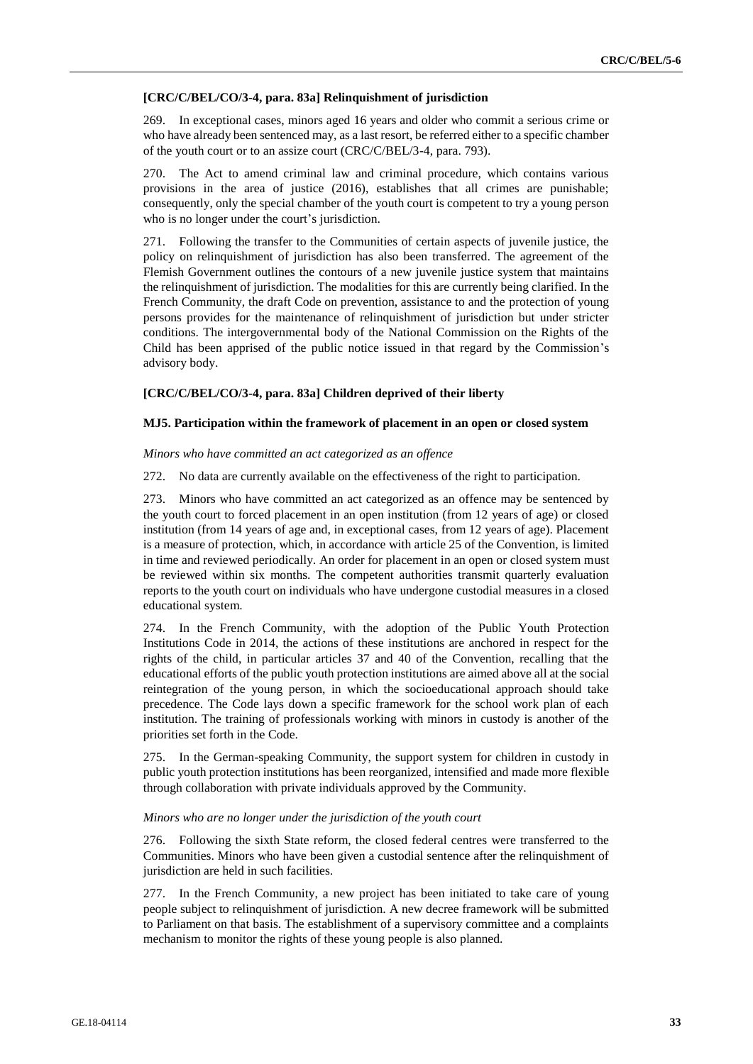### [CRC/C/BEL/CO/3-4, para. 83a] Relinquishment of jurisdiction

269. In exceptional cases, minors aged 16 years and older who commit a serious crime or who have already been sentenced may, as a last resort, be referred either to a specific chamber of the youth court or to an assize court (CRC/C/BEL/3-4, para. 793).

270. The Act to amend criminal law and criminal procedure, which contains various provisions in the area of justice (2016), establishes that all crimes are punishable; consequently, only the special chamber of the youth court is competent to try a young person who is no longer under the court's jurisdiction.

271. Following the transfer to the Communities of certain aspects of juvenile justice, the policy on relinquishment of jurisdiction has also been transferred. The agreement of the Flemish Government outlines the contours of a new juvenile justice system that maintains the relinquishment of jurisdiction. The modalities for this are currently being clarified. In the French Community, the draft Code on prevention, assistance to and the protection of young persons provides for the maintenance of relinquishment of jurisdiction but under stricter conditions. The intergovernmental body of the National Commission on the Rights of the Child has been apprised of the public notice issued in that regard by the Commission's advisory body.

### [CRC/C/BEL/CO/3-4, para. 83a] Children deprived of their liberty

#### MJ5. Participation within the framework of placement in an open or closed system

*Minors who have committed an act categorized as an offence*

272. No data are currently available on the effectiveness of the right to participation.

273. Minors who have committed an act categorized as an offence may be sentenced by the youth court to forced placement in an open institution (from 12 years of age) or closed institution (from 14 years of age and, in exceptional cases, from 12 years of age). Placement is a measure of protection, which, in accordance with article 25 of the Convention, is limited in time and reviewed periodically. An order for placement in an open or closed system must be reviewed within six months. The competent authorities transmit quarterly evaluation reports to the youth court on individuals who have undergone custodial measures in a closed educational system.

274. In the French Community, with the adoption of the Public Youth Protection Institutions Code in 2014, the actions of these institutions are anchored in respect for the rights of the child, in particular articles 37 and 40 of the Convention, recalling that the educational efforts of the public youth protection institutions are aimed above all at the social reintegration of the young person, in which the socioeducational approach should take precedence. The Code lays down a specific framework for the school work plan of each institution. The training of professionals working with minors in custody is another of the priorities set forth in the Code.

275. In the German-speaking Community, the support system for children in custody in public youth protection institutions has been reorganized, intensified and made more flexible through collaboration with private individuals approved by the Community.

*Minors who are no longer under the jurisdiction of the youth court*

276. Following the sixth State reform, the closed federal centres were transferred to the Communities. Minors who have been given a custodial sentence after the relinquishment of jurisdiction are held in such facilities.

277. In the French Community, a new project has been initiated to take care of young people subject to relinquishment of jurisdiction. A new decree framework will be submitted to Parliament on that basis. The establishment of a supervisory committee and a complaints mechanism to monitor the rights of these young people is also planned.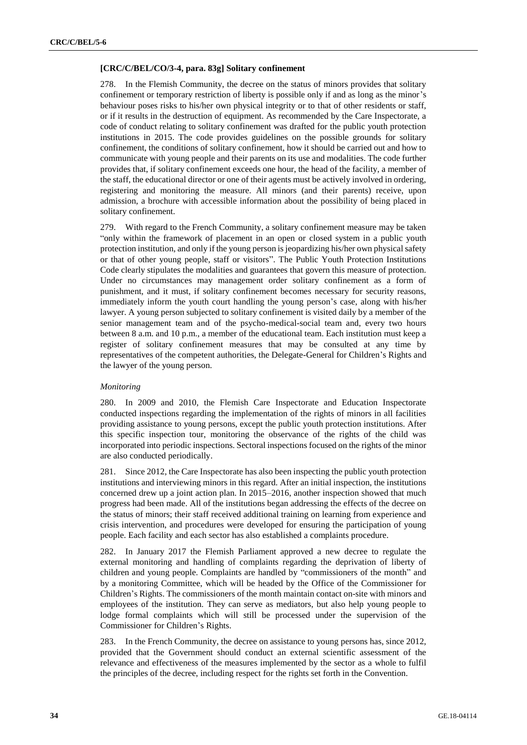### [CRC/C/BEL/CO/3-4, para. 83g] Solitary confinement

278. In the Flemish Community, the decree on the status of minors provides that solitary confinement or temporary restriction of liberty is possible only if and as long as the minor's behaviour poses risks to his/her own physical integrity or to that of other residents or staff, or if it results in the destruction of equipment. As recommended by the Care Inspectorate, a code of conduct relating to solitary confinement was drafted for the public youth protection institutions in 2015. The code provides guidelines on the possible grounds for solitary confinement, the conditions of solitary confinement, how it should be carried out and how to communicate with young people and their parents on its use and modalities. The code further provides that, if solitary confinement exceeds one hour, the head of the facility, a member of the staff, the educational director or one of their agents must be actively involved in ordering, registering and monitoring the measure. All minors (and their parents) receive, upon admission, a brochure with accessible information about the possibility of being placed in solitary confinement.

279. With regard to the French Community, a solitary confinement measure may be taken "only within the framework of placement in an open or closed system in a public youth protection institution, and only if the young person is jeopardizing his/her own physical safety or that of other young people, staff or visitors". The Public Youth Protection Institutions Code clearly stipulates the modalities and guarantees that govern this measure of protection. Under no circumstances may management order solitary confinement as a form of punishment, and it must, if solitary confinement becomes necessary for security reasons, immediately inform the youth court handling the young person's case, along with his/her lawyer. A young person subjected to solitary confinement is visited daily by a member of the senior management team and of the psycho-medical-social team and, every two hours between 8 a.m. and 10 p.m., a member of the educational team. Each institution must keep a register of solitary confinement measures that may be consulted at any time by representatives of the competent authorities, the Delegate-General for Children's Rights and the lawyer of the young person.

*Monitoring*

280. In 2009 and 2010, the Flemish Care Inspectorate and Education Inspectorate conducted inspections regarding the implementation of the rights of minors in all facilities providing assistance to young persons, except the public youth protection institutions. After this specific inspection tour, monitoring the observance of the rights of the child was incorporated into periodic inspections. Sectoral inspections focused on the rights of the minor are also conducted periodically.

281. Since 2012, the Care Inspectorate has also been inspecting the public youth protection institutions and interviewing minors in this regard. After an initial inspection, the institutions concerned drew up a joint action plan. In 2015–2016, another inspection showed that much progress had been made. All of the institutions began addressing the effects of the decree on the status of minors; their staff received additional training on learning from experience and crisis intervention, and procedures were developed for ensuring the participation of young people. Each facility and each sector has also established a complaints procedure.

282. In January 2017 the Flemish Parliament approved a new decree to regulate the external monitoring and handling of complaints regarding the deprivation of liberty of children and young people. Complaints are handled by "commissioners of the month" and by a monitoring Committee, which will be headed by the Office of the Commissioner for Children's Rights. The commissioners of the month maintain contact on-site with minors and employees of the institution. They can serve as mediators, but also help young people to lodge formal complaints which will still be processed under the supervision of the Commissioner for Children's Rights.

283. In the French Community, the decree on assistance to young persons has, since 2012, provided that the Government should conduct an external scientific assessment of the relevance and effectiveness of the measures implemented by the sector as a whole to fulfil the principles of the decree, including respect for the rights set forth in the Convention.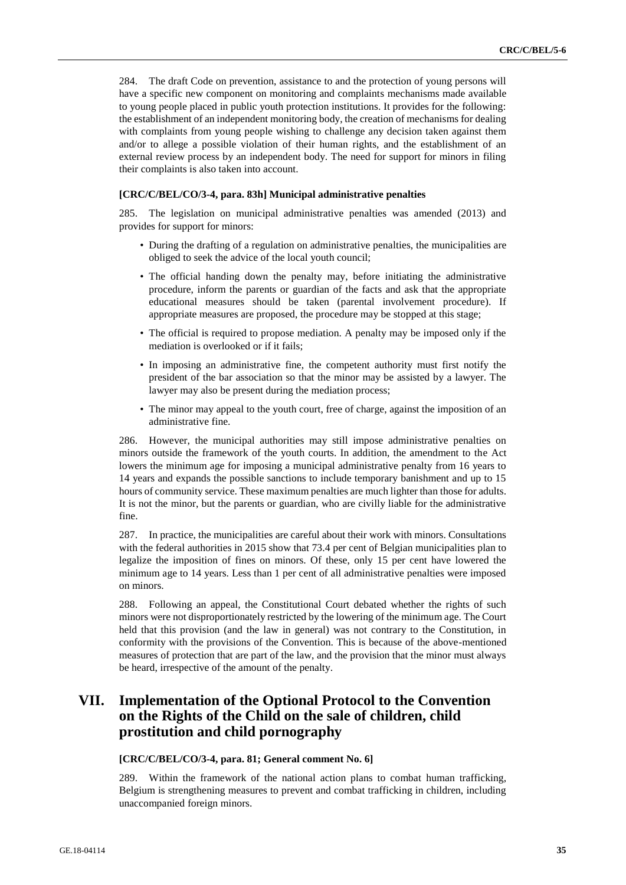284. The draft Code on prevention, assistance to and the protection of young persons will have a specific new component on monitoring and complaints mechanisms made available to young people placed in public youth protection institutions. It provides for the following: the establishment of an independent monitoring body, the creation of mechanisms for dealing with complaints from young people wishing to challenge any decision taken against them and/or to allege a possible violation of their human rights, and the establishment of an external review process by an independent body. The need for support for minors in filing their complaints is also taken into account.

#### [CRC/C/BEL/CO/3-4, para. 83h] Municipal administrative penalties

285. The legislation on municipal administrative penalties was amended (2013) and provides for support for minors:

- During the drafting of a regulation on administrative penalties, the municipalities are obliged to seek the advice of the local youth council;
- The official handing down the penalty may, before initiating the administrative procedure, inform the parents or guardian of the facts and ask that the appropriate educational measures should be taken (parental involvement procedure). If appropriate measures are proposed, the procedure may be stopped at this stage;
- The official is required to propose mediation. A penalty may be imposed only if the mediation is overlooked or if it fails;
- In imposing an administrative fine, the competent authority must first notify the president of the bar association so that the minor may be assisted by a lawyer. The lawyer may also be present during the mediation process;
- The minor may appeal to the youth court, free of charge, against the imposition of an administrative fine.

286. However, the municipal authorities may still impose administrative penalties on minors outside the framework of the youth courts. In addition, the amendment to the Act lowers the minimum age for imposing a municipal administrative penalty from 16 years to 14 years and expands the possible sanctions to include temporary banishment and up to 15 hours of community service. These maximum penalties are much lighter than those for adults. It is not the minor, but the parents or guardian, who are civilly liable for the administrative fine.

287. In practice, the municipalities are careful about their work with minors. Consultations with the federal authorities in 2015 show that 73.4 per cent of Belgian municipalities plan to legalize the imposition of fines on minors. Of these, only 15 per cent have lowered the minimum age to 14 years. Less than 1 per cent of all administrative penalties were imposed on minors.

288. Following an appeal, the Constitutional Court debated whether the rights of such minors were not disproportionately restricted by the lowering of the minimum age. The Court held that this provision (and the law in general) was not contrary to the Constitution, in conformity with the provisions of the Convention. This is because of the above-mentioned measures of protection that are part of the law, and the provision that the minor must always be heard, irrespective of the amount of the penalty.

## VII. Implementation of the Optional Protocol to the Convention on the Rights of the Child on the sale of children, child prostitution and child pornography

#### [CRC/C/BEL/CO/3-4, para. 81; General comment No. 6]

289. Within the framework of the national action plans to combat human trafficking, Belgium is strengthening measures to prevent and combat trafficking in children, including unaccompanied foreign minors.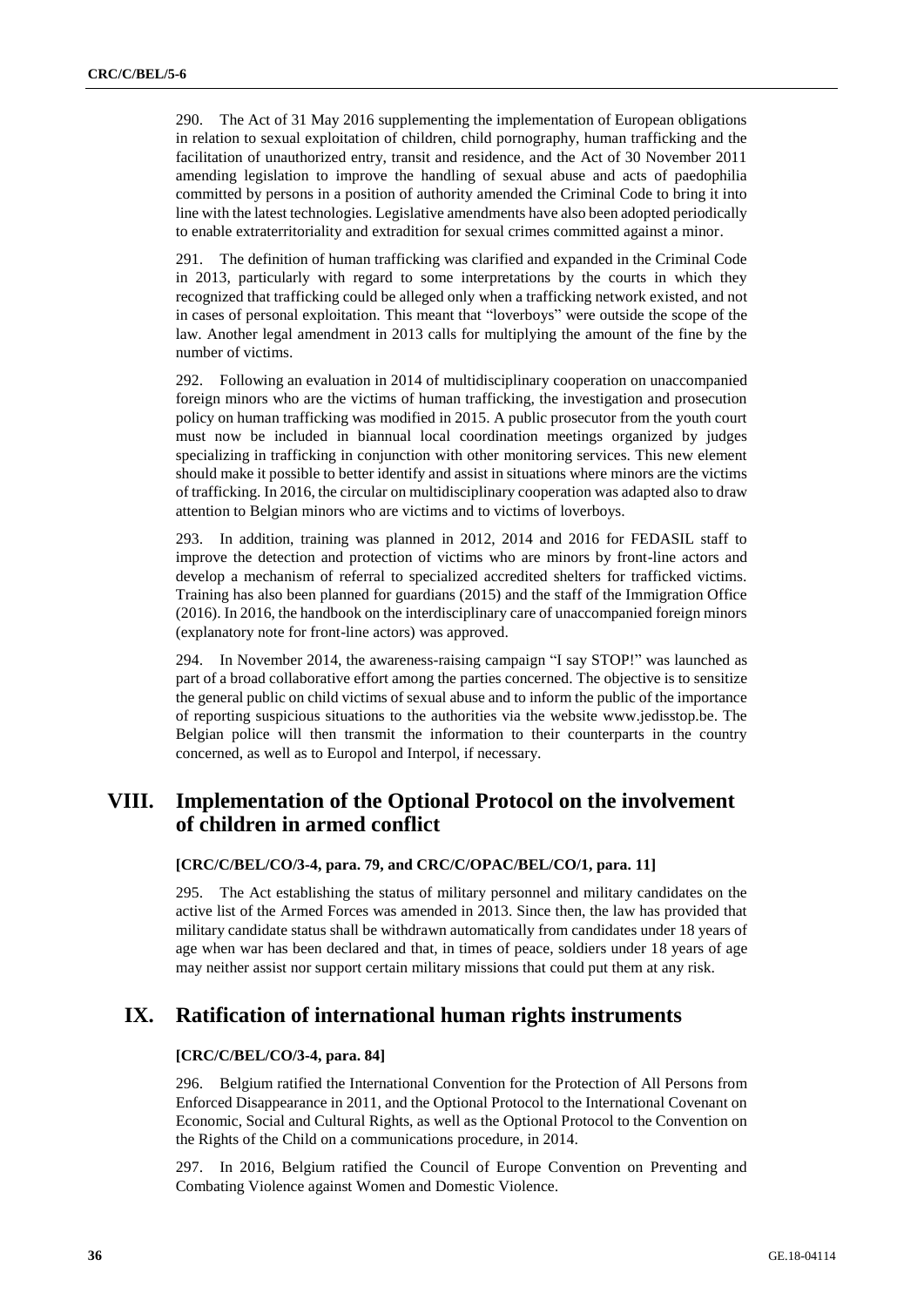290. The Act of 31 May 2016 supplementing the implementation of European obligations in relation to sexual exploitation of children, child pornography, human trafficking and the facilitation of unauthorized entry, transit and residence, and the Act of 30 November 2011 amending legislation to improve the handling of sexual abuse and acts of paedophilia committed by persons in a position of authority amended the Criminal Code to bring it into line with the latest technologies. Legislative amendments have also been adopted periodically to enable extraterritoriality and extradition for sexual crimes committed against a minor.

291. The definition of human trafficking was clarified and expanded in the Criminal Code in 2013, particularly with regard to some interpretations by the courts in which they recognized that trafficking could be alleged only when a trafficking network existed, and not in cases of personal exploitation. This meant that "loverboys" were outside the scope of the law. Another legal amendment in 2013 calls for multiplying the amount of the fine by the number of victims.

292. Following an evaluation in 2014 of multidisciplinary cooperation on unaccompanied foreign minors who are the victims of human trafficking, the investigation and prosecution policy on human trafficking was modified in 2015. A public prosecutor from the youth court must now be included in biannual local coordination meetings organized by judges specializing in trafficking in conjunction with other monitoring services. This new element should make it possible to better identify and assist in situations where minors are the victims of trafficking. In 2016, the circular on multidisciplinary cooperation was adapted also to draw attention to Belgian minors who are victims and to victims of loverboys.

293. In addition, training was planned in 2012, 2014 and 2016 for FEDASIL staff to improve the detection and protection of victims who are minors by front-line actors and develop a mechanism of referral to specialized accredited shelters for trafficked victims. Training has also been planned for guardians (2015) and the staff of the Immigration Office (2016). In 2016, the handbook on the interdisciplinary care of unaccompanied foreign minors (explanatory note for front-line actors) was approved.

294. In November 2014, the awareness-raising campaign "I say STOP!" was launched as part of a broad collaborative effort among the parties concerned. The objective is to sensitize the general public on child victims of sexual abuse and to inform the public of the importance of reporting suspicious situations to the authorities via the website www.jedisstop.be. The Belgian police will then transmit the information to their counterparts in the country concerned, as well as to Europol and Interpol, if necessary.

# VIII. Implementation of the Optional Protocol on the involvement of children in armed conflict

**[CRC/C/BEL/CO/3-4, para. 79, and CRC/C/OPAC/BEL/CO/1, para. 11]**

295. The Act establishing the status of military personnel and military candidates on the active list of the Armed Forces was amended in 2013. Since then, the law has provided that military candidate status shall be withdrawn automatically from candidates under 18 years of age when war has been declared and that, in times of peace, soldiers under 18 years of age may neither assist nor support certain military missions that could put them at any risk.

# IX. Ratification of international human rights instruments

**[CRC/C/BEL/CO/3-4, para. 84]**

296. Belgium ratified the International Convention for the Protection of All Persons from Enforced Disappearance in 2011, and the Optional Protocol to the International Covenant on Economic, Social and Cultural Rights, as well as the Optional Protocol to the Convention on the Rights of the Child on a communications procedure, in 2014.

297. In 2016, Belgium ratified the Council of Europe Convention on Preventing and Combating Violence against Women and Domestic Violence.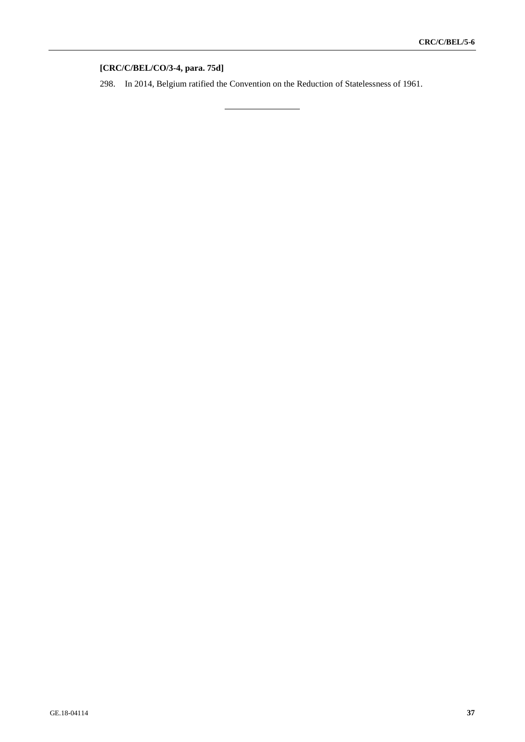**[CRC/C/BEL/CO/3-4, para. 75d]**

298. In 2014, Belgium ratified the Convention on the Reduction of Statelessness of 1961.